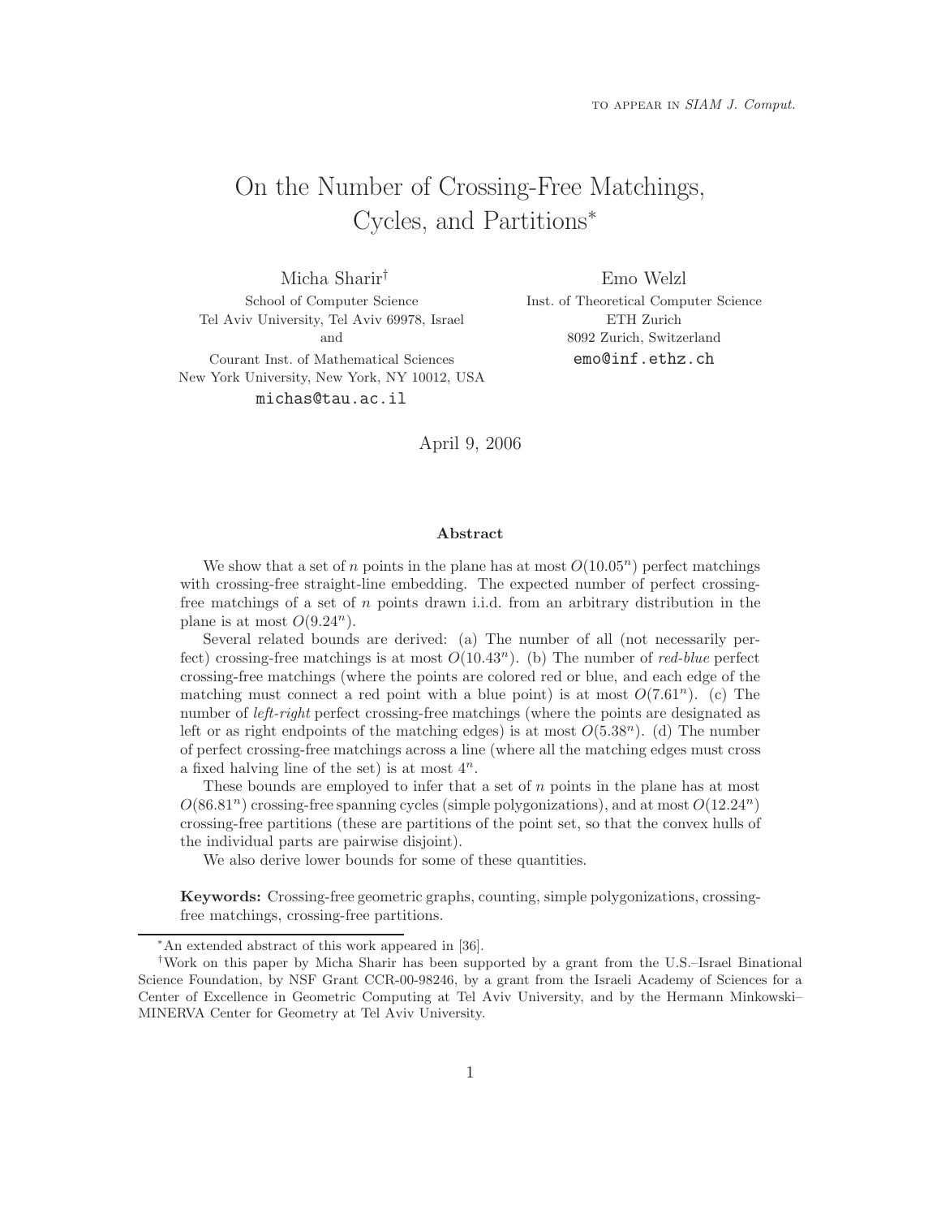to appear in *SIAM J. Comput.*

# On the Number of Crossing-Free Matchings, Cycles, and Partitions*

Micha Sharir†
School of Computer Science
Tel Aviv University, Tel Aviv 69978, Israel
and
Courant Inst. of Mathematical Sciences
New York University, New York, NY 10012, USA
michas@tau.ac.il

Emo Welzl
Inst. of Theoretical Computer Science
ETH Zurich
8092 Zurich, Switzerland
emo@inf.ethz.ch

April 9, 2006

### Abstract

We show that a set of $n$ points in the plane has at most $O(10.05^n)$ perfect matchings with crossing-free straight-line embedding. The expected number of perfect crossing-free matchings of a set of $n$ points drawn i.i.d. from an arbitrary distribution in the plane is at most $O(9.24^n)$.

Several related bounds are derived: (a) The number of all (not necessarily perfect) crossing-free matchings is at most $O(10.43^n)$. (b) The number of *red-blue* perfect crossing-free matchings (where the points are colored red or blue, and each edge of the matching must connect a red point with a blue point) is at most $O(7.61^n)$. (c) The number of *left-right* perfect crossing-free matchings (where the points are designated as left or as right endpoints of the matching edges) is at most $O(5.38^n)$. (d) The number of perfect crossing-free matchings across a line (where all the matching edges must cross a fixed halving line of the set) is at most $4^n$.

These bounds are employed to infer that a set of $n$ points in the plane has at most $O(86.81^n)$ crossing-free spanning cycles (simple polygonizations), and at most $O(12.24^n)$ crossing-free partitions (these are partitions of the point set, so that the convex hulls of the individual parts are pairwise disjoint).

We also derive lower bounds for some of these quantities.

**Keywords:** Crossing-free geometric graphs, counting, simple polygonizations, crossing-free matchings, crossing-free partitions.

---

*An extended abstract of this work appeared in [36].

†Work on this paper by Micha Sharir has been supported by a grant from the U.S.–Israel Binational Science Foundation, by NSF Grant CCR-00-98246, by a grant from the Israeli Academy of Sciences for a Center of Excellence in Geometric Computing at Tel Aviv University, and by the Hermann Minkowski–MINERVA Center for Geometry at Tel Aviv University.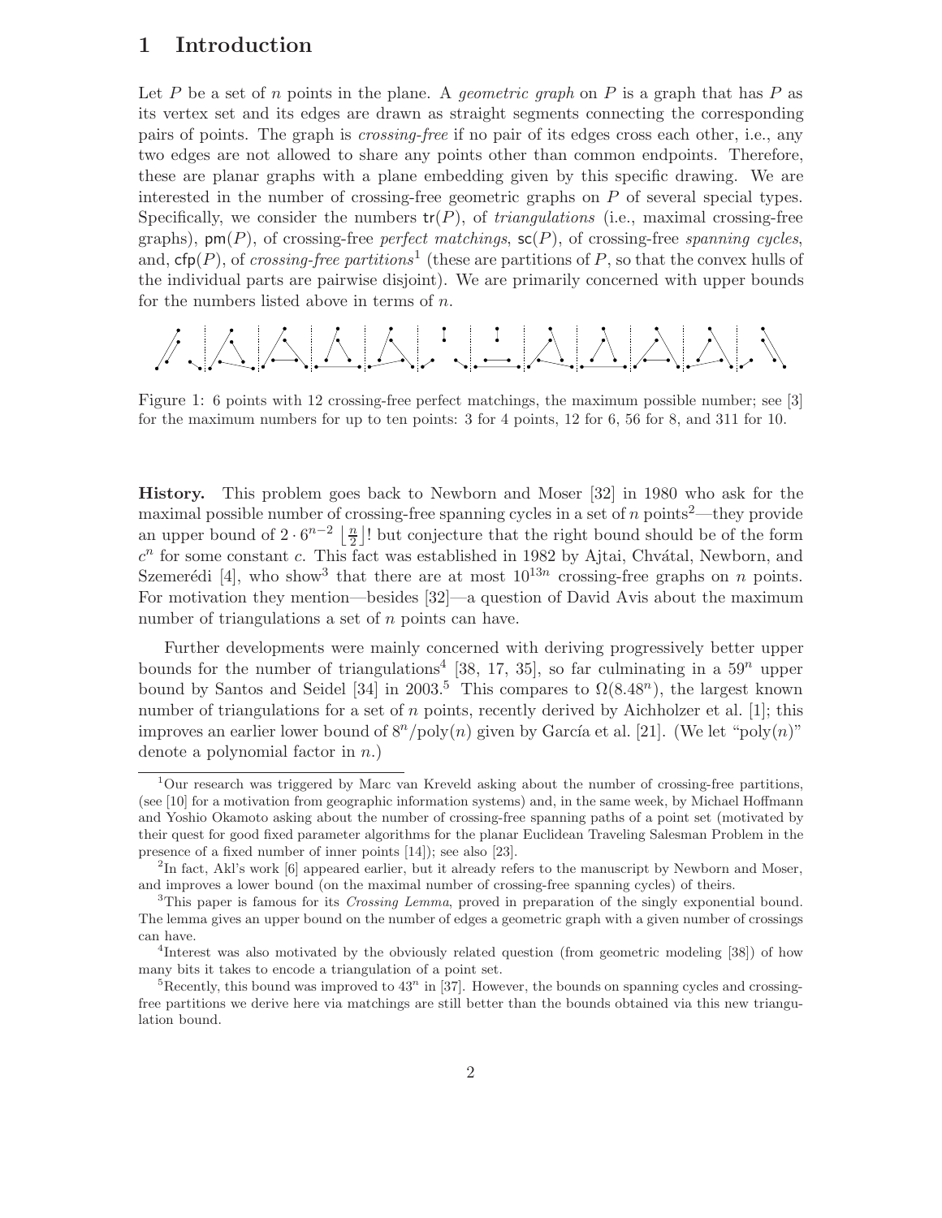# 1 Introduction

Let $P$ be a set of $n$ points in the plane. A *geometric graph* on $P$ is a graph that has $P$ as its vertex set and its edges are drawn as straight segments connecting the corresponding pairs of points. The graph is *crossing-free* if no pair of its edges cross each other, i.e., any two edges are not allowed to share any points other than common endpoints. Therefore, these are planar graphs with a plane embedding given by this specific drawing. We are interested in the number of crossing-free geometric graphs on $P$ of several special types. Specifically, we consider the numbers $\mathsf{tr}(P)$, of *triangulations* (i.e., maximal crossing-free graphs), $\mathsf{pm}(P)$, of crossing-free *perfect matchings*, $\mathsf{sc}(P)$, of crossing-free *spanning cycles*, and, $\mathsf{cfp}(P)$, of *crossing-free partitions*[1] (these are partitions of $P$, so that the convex hulls of the individual parts are pairwise disjoint). We are primarily concerned with upper bounds for the numbers listed above in terms of $n$.

Figure 1: 6 points with 12 crossing-free perfect matchings, the maximum possible number; see [3] for the maximum numbers for up to ten points: 3 for 4 points, 12 for 6, 56 for 8, and 311 for 10.

**History.** This problem goes back to Newborn and Moser [32] in 1980 who ask for the maximal possible number of crossing-free spanning cycles in a set of $n$ points[2]—they provide an upper bound of $2 \cdot 6^{n-2} \left\lfloor \frac{n}{2} \right\rfloor!$ but conjecture that the right bound should be of the form $c^n$ for some constant $c$. This fact was established in 1982 by Ajtai, Chvátal, Newborn, and Szemerédi [4], who show[3] that there are at most $10^{13n}$ crossing-free graphs on $n$ points. For motivation they mention—besides [32]—a question of David Avis about the maximum number of triangulations a set of $n$ points can have.

Further developments were mainly concerned with deriving progressively better upper bounds for the number of triangulations[4] [38, 17, 35], so far culminating in a $59^n$ upper bound by Santos and Seidel [34] in 2003.[5] This compares to $\Omega(8.48^n)$, the largest known number of triangulations for a set of $n$ points, recently derived by Aichholzer et al. [1]; this improves an earlier lower bound of $8^n/\text{poly}(n)$ given by García et al. [21]. (We let "poly$(n)$" denote a polynomial factor in $n$.)

[1]Our research was triggered by Marc van Kreveld asking about the number of crossing-free partitions, (see [10] for a motivation from geographic information systems) and, in the same week, by Michael Hoffmann and Yoshio Okamoto asking about the number of crossing-free spanning paths of a point set (motivated by their quest for good fixed parameter algorithms for the planar Euclidean Traveling Salesman Problem in the presence of a fixed number of inner points [14]); see also [23].

[2]In fact, Akl's work [6] appeared earlier, but it already refers to the manuscript by Newborn and Moser, and improves a lower bound (on the maximal number of crossing-free spanning cycles) of theirs.

[3]This paper is famous for its *Crossing Lemma*, proved in preparation of the singly exponential bound. The lemma gives an upper bound on the number of edges a geometric graph with a given number of crossings can have.

[4]Interest was also motivated by the obviously related question (from geometric modeling [38]) of how many bits it takes to encode a triangulation of a point set.

[5]Recently, this bound was improved to $43^n$ in [37]. However, the bounds on spanning cycles and crossing-free partitions we derive here via matchings are still better than the bounds obtained via this new triangulation bound.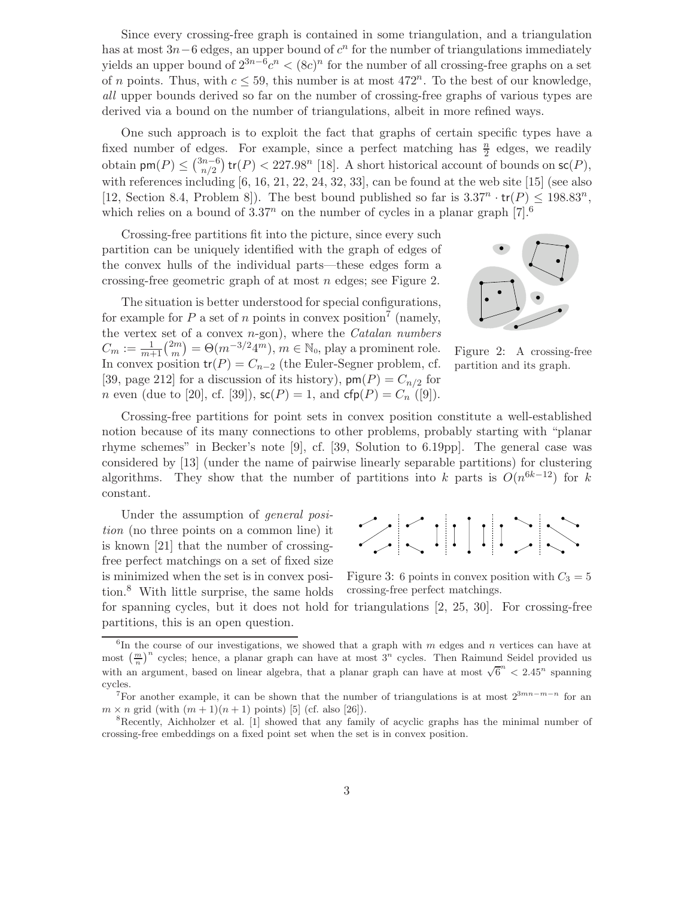Since every crossing-free graph is contained in some triangulation, and a triangulation has at most $3n-6$ edges, an upper bound of $c^n$ for the number of triangulations immediately yields an upper bound of $2^{3n-6}c^n < (8c)^n$ for the number of all crossing-free graphs on a set of $n$ points. Thus, with $c \leq 59$, this number is at most $472^n$. To the best of our knowledge, *all* upper bounds derived so far on the number of crossing-free graphs of various types are derived via a bound on the number of triangulations, albeit in more refined ways.

One such approach is to exploit the fact that graphs of certain specific types have a fixed number of edges. For example, since a perfect matching has $\frac{n}{2}$ edges, we readily obtain $\mathsf{pm}(P) \leq \binom{3n-6}{n/2}\,\mathsf{tr}(P) < 227.98^n$ [18]. A short historical account of bounds on $\mathsf{sc}(P)$, with references including [6, 16, 21, 22, 24, 32, 33], can be found at the web site [15] (see also [12, Section 8.4, Problem 8]). The best bound published so far is $3.37^n \cdot \mathsf{tr}(P) \leq 198.83^n$, which relies on a bound of $3.37^n$ on the number of cycles in a planar graph [7].[6]

Crossing-free partitions fit into the picture, since every such partition can be uniquely identified with the graph of edges of the convex hulls of the individual parts—these edges form a crossing-free geometric graph of at most $n$ edges; see Figure 2.

Figure 2: A crossing-free partition and its graph.

The situation is better understood for special configurations, for example for $P$ a set of $n$ points in convex position[7] (namely, the vertex set of a convex $n$-gon), where the *Catalan numbers* $C_m := \frac{1}{m+1}\binom{2m}{m} = \Theta(m^{-3/2}4^m)$, $m \in \mathbb{N}_0$, play a prominent role. In convex position $\mathsf{tr}(P) = C_{n-2}$ (the Euler-Segner problem, cf. [39, page 212] for a discussion of its history), $\mathsf{pm}(P) = C_{n/2}$ for $n$ even (due to [20], cf. [39]), $\mathsf{sc}(P) = 1$, and $\mathsf{cfp}(P) = C_n$ ([9]).

Crossing-free partitions for point sets in convex position constitute a well-established notion because of its many connections to other problems, probably starting with "planar rhyme schemes" in Becker's note [9], cf. [39, Solution to 6.19pp]. The general case was considered by [13] (under the name of pairwise linearly separable partitions) for clustering algorithms. They show that the number of partitions into $k$ parts is $O(n^{6k-12})$ for $k$ constant.

Under the assumption of *general position* (no three points on a common line) it is known [21] that the number of crossing-free perfect matchings on a set of fixed size is minimized when the set is in convex position.[8] With little surprise, the same holds for spanning cycles, but it does not hold for triangulations [2, 25, 30]. For crossing-free partitions, this is an open question.

Figure 3: 6 points in convex position with $C_3 = 5$ crossing-free perfect matchings.

---

[6] In the course of our investigations, we showed that a graph with $m$ edges and $n$ vertices can have at most $\left(\frac{m}{n}\right)^n$ cycles; hence, a planar graph can have at most $3^n$ cycles. Then Raimund Seidel provided us with an argument, based on linear algebra, that a planar graph can have at most $\sqrt{6}^n < 2.45^n$ spanning cycles.

[7] For another example, it can be shown that the number of triangulations is at most $2^{3mn-m-n}$ for an $m \times n$ grid (with $(m+1)(n+1)$ points) [5] (cf. also [26]).

[8] Recently, Aichholzer et al. [1] showed that any family of acyclic graphs has the minimal number of crossing-free embeddings on a fixed point set when the set is in convex position.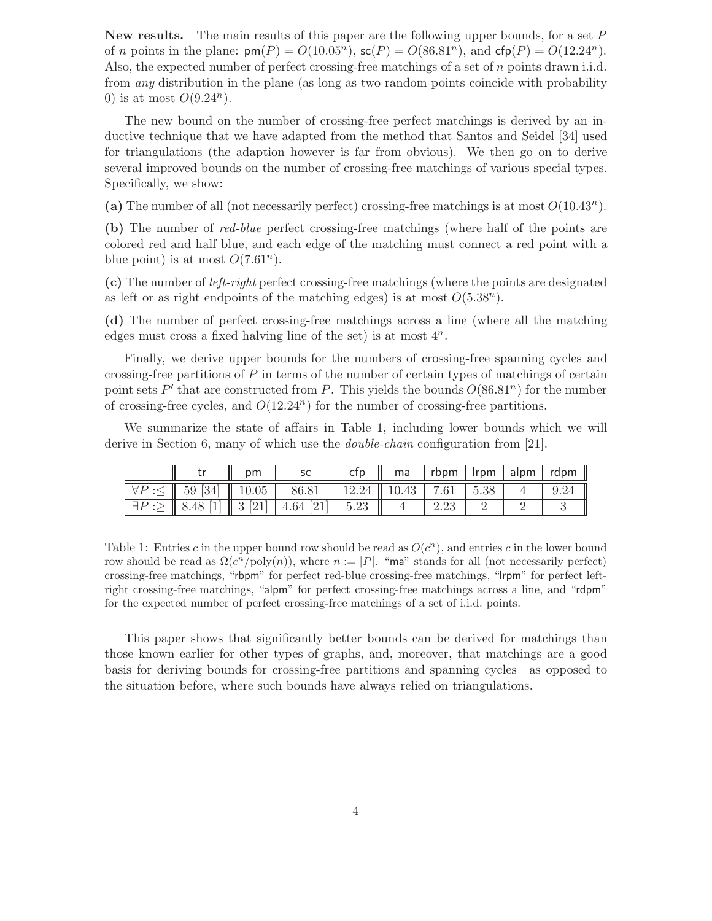**New results.** The main results of this paper are the following upper bounds, for a set $P$ of $n$ points in the plane: $\mathsf{pm}(P) = O(10.05^n)$, $\mathsf{sc}(P) = O(86.81^n)$, and $\mathsf{cfp}(P) = O(12.24^n)$. Also, the expected number of perfect crossing-free matchings of a set of $n$ points drawn i.i.d. from *any* distribution in the plane (as long as two random points coincide with probability 0) is at most $O(9.24^n)$.

The new bound on the number of crossing-free perfect matchings is derived by an inductive technique that we have adapted from the method that Santos and Seidel [34] used for triangulations (the adaption however is far from obvious). We then go on to derive several improved bounds on the number of crossing-free matchings of various special types. Specifically, we show:

**(a)** The number of all (not necessarily perfect) crossing-free matchings is at most $O(10.43^n)$.

**(b)** The number of *red-blue* perfect crossing-free matchings (where half of the points are colored red and half blue, and each edge of the matching must connect a red point with a blue point) is at most $O(7.61^n)$.

**(c)** The number of *left-right* perfect crossing-free matchings (where the points are designated as left or as right endpoints of the matching edges) is at most $O(5.38^n)$.

**(d)** The number of perfect crossing-free matchings across a line (where all the matching edges must cross a fixed halving line of the set) is at most $4^n$.

Finally, we derive upper bounds for the numbers of crossing-free spanning cycles and crossing-free partitions of $P$ in terms of the number of certain types of matchings of certain point sets $P'$ that are constructed from $P$. This yields the bounds $O(86.81^n)$ for the number of crossing-free cycles, and $O(12.24^n)$ for the number of crossing-free partitions.

We summarize the state of affairs in Table 1, including lower bounds which we will derive in Section 6, many of which use the *double-chain* configuration from [21].

| | tr | pm | sc | cfp | ma | rbpm | lrpm | alpm | rdpm |
|---|---|---|---|---|---|---|---|---|---|
| $\forall P : \leq$ | 59 [34] | 10.05 | 86.81 | 12.24 | 10.43 | 7.61 | 5.38 | 4 | 9.24 |
| $\exists P : \geq$ | 8.48 [1] | 3 [21] | 4.64 [21] | 5.23 | 4 | 2.23 | 2 | 2 | 3 |

Table 1: Entries $c$ in the upper bound row should be read as $O(c^n)$, and entries $c$ in the lower bound row should be read as $\Omega(c^n/\text{poly}(n))$, where $n := |P|$. "ma" stands for all (not necessarily perfect) crossing-free matchings, "rbpm" for perfect red-blue crossing-free matchings, "lrpm" for perfect left-right crossing-free matchings, "alpm" for perfect crossing-free matchings across a line, and "rdpm" for the expected number of perfect crossing-free matchings of a set of i.i.d. points.

This paper shows that significantly better bounds can be derived for matchings than those known earlier for other types of graphs, and, moreover, that matchings are a good basis for deriving bounds for crossing-free partitions and spanning cycles—as opposed to the situation before, where such bounds have always relied on triangulations.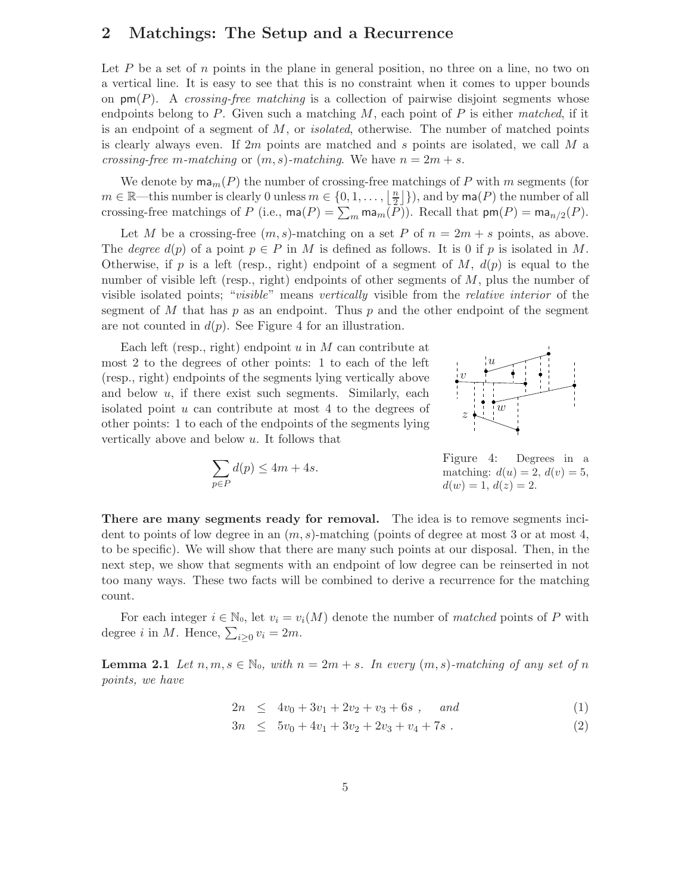## 2 Matchings: The Setup and a Recurrence

Let $P$ be a set of $n$ points in the plane in general position, no three on a line, no two on a vertical line. It is easy to see that this is no constraint when it comes to upper bounds on $\mathsf{pm}(P)$. A *crossing-free matching* is a collection of pairwise disjoint segments whose endpoints belong to $P$. Given such a matching $M$, each point of $P$ is either *matched*, if it is an endpoint of a segment of $M$, or *isolated*, otherwise. The number of matched points is clearly always even. If $2m$ points are matched and $s$ points are isolated, we call $M$ a *crossing-free m-matching* or *(m, s)-matching*. We have $n = 2m + s$.

We denote by $\mathsf{ma}_m(P)$ the number of crossing-free matchings of $P$ with $m$ segments (for $m \in \mathbb{R}$—this number is clearly 0 unless $m \in \{0, 1, \ldots, \lfloor \frac{n}{2} \rfloor\}$), and by $\mathsf{ma}(P)$ the number of all crossing-free matchings of $P$ (i.e., $\mathsf{ma}(P) = \sum_m \mathsf{ma}_m(P)$). Recall that $\mathsf{pm}(P) = \mathsf{ma}_{n/2}(P)$.

Let $M$ be a crossing-free $(m, s)$-matching on a set $P$ of $n = 2m + s$ points, as above. The *degree* $d(p)$ of a point $p \in P$ in $M$ is defined as follows. It is 0 if $p$ is isolated in $M$. Otherwise, if $p$ is a left (resp., right) endpoint of a segment of $M$, $d(p)$ is equal to the number of visible left (resp., right) endpoints of other segments of $M$, plus the number of visible isolated points; "*visible*" means *vertically* visible from the *relative interior* of the segment of $M$ that has $p$ as an endpoint. Thus $p$ and the other endpoint of the segment are not counted in $d(p)$. See Figure 4 for an illustration.

Each left (resp., right) endpoint $u$ in $M$ can contribute at most 2 to the degrees of other points: 1 to each of the left (resp., right) endpoints of the segments lying vertically above and below $u$, if there exist such segments. Similarly, each isolated point $u$ can contribute at most 4 to the degrees of other points: 1 to each of the endpoints of the segments lying vertically above and below $u$. It follows that

$$\sum_{p \in P} d(p) \leq 4m + 4s.$$

Figure 4: Degrees in a matching: $d(u) = 2$, $d(v) = 5$, $d(w) = 1$, $d(z) = 2$.

**There are many segments ready for removal.** The idea is to remove segments incident to points of low degree in an $(m, s)$-matching (points of degree at most 3 or at most 4, to be specific). We will show that there are many such points at our disposal. Then, in the next step, we show that segments with an endpoint of low degree can be reinserted in not too many ways. These two facts will be combined to derive a recurrence for the matching count.

For each integer $i \in \mathbb{N}_0$, let $v_i = v_i(M)$ denote the number of *matched* points of $P$ with degree $i$ in $M$. Hence, $\sum_{i \geq 0} v_i = 2m$.

**Lemma 2.1** *Let $n, m, s \in \mathbb{N}_0$, with $n = 2m + s$. In every $(m, s)$-matching of any set of $n$ points, we have*

$$2n \leq 4v_0 + 3v_1 + 2v_2 + v_3 + 6s , \quad \text{and} \tag{1}$$

$$3n \leq 5v_0 + 4v_1 + 3v_2 + 2v_3 + v_4 + 7s . \tag{2}$$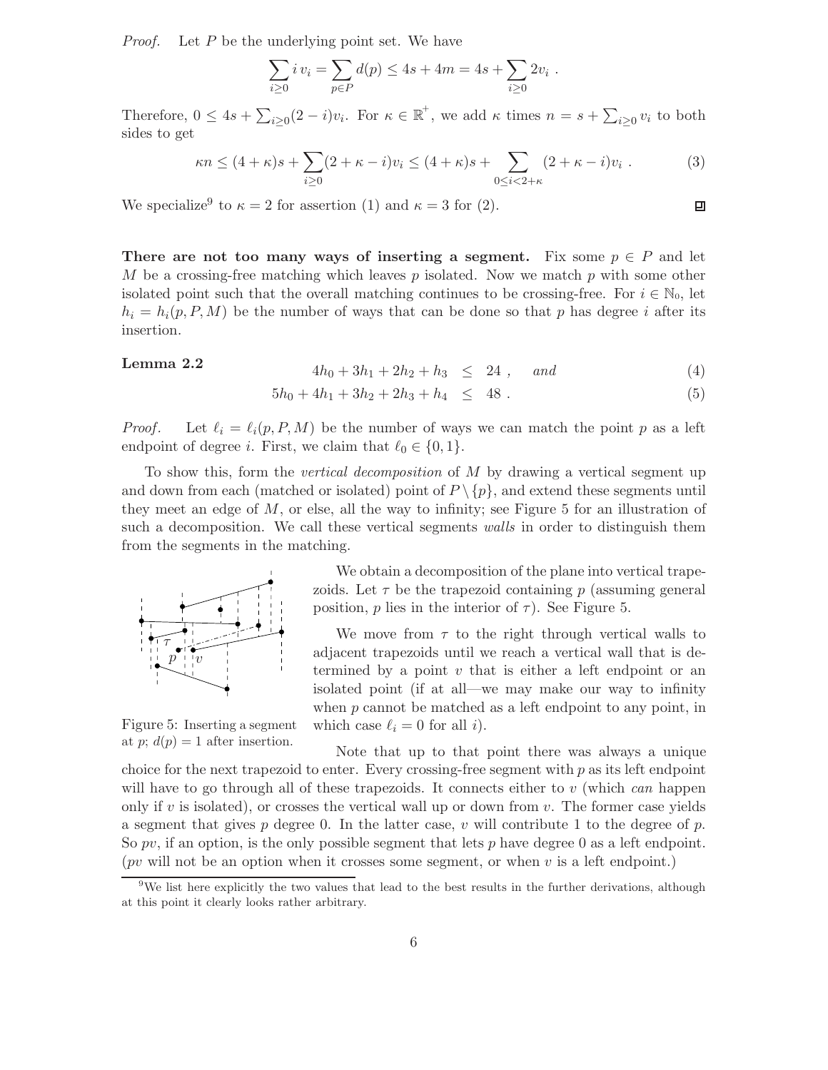*Proof.* Let $P$ be the underlying point set. We have

$$\sum_{i \geq 0} i\, v_i = \sum_{p \in P} d(p) \leq 4s + 4m = 4s + \sum_{i \geq 0} 2v_i \ .$$

Therefore, $0 \leq 4s + \sum_{i \geq 0}(2-i)v_i$. For $\kappa \in \mathbb{R}^+$, we add $\kappa$ times $n = s + \sum_{i \geq 0} v_i$ to both sides to get

$$\kappa n \leq (4+\kappa)s + \sum_{i \geq 0}(2+\kappa-i)v_i \leq (4+\kappa)s + \sum_{0 \leq i < 2+\kappa}(2+\kappa-i)v_i \ . \tag{3}$$

We specialize[9] to $\kappa = 2$ for assertion (1) and $\kappa = 3$ for (2). ◻

**There are not too many ways of inserting a segment.** Fix some $p \in P$ and let $M$ be a crossing-free matching which leaves $p$ isolated. Now we match $p$ with some other isolated point such that the overall matching continues to be crossing-free. For $i \in \mathbb{N}_0$, let $h_i = h_i(p, P, M)$ be the number of ways that can be done so that $p$ has degree $i$ after its insertion.

**Lemma 2.2**

$$4h_0 + 3h_1 + 2h_2 + h_3 \leq 24 \ , \quad \textit{and} \tag{4}$$

$$5h_0 + 4h_1 + 3h_2 + 2h_3 + h_4 \leq 48 \ . \tag{5}$$

*Proof.* Let $\ell_i = \ell_i(p, P, M)$ be the number of ways we can match the point $p$ as a left endpoint of degree $i$. First, we claim that $\ell_0 \in \{0, 1\}$.

To show this, form the *vertical decomposition* of $M$ by drawing a vertical segment up and down from each (matched or isolated) point of $P \setminus \{p\}$, and extend these segments until they meet an edge of $M$, or else, all the way to infinity; see Figure 5 for an illustration of such a decomposition. We call these vertical segments *walls* in order to distinguish them from the segments in the matching.

Figure 5: Inserting a segment at $p$; $d(p) = 1$ after insertion.

We obtain a decomposition of the plane into vertical trapezoids. Let $\tau$ be the trapezoid containing $p$ (assuming general position, $p$ lies in the interior of $\tau$). See Figure 5.

We move from $\tau$ to the right through vertical walls to adjacent trapezoids until we reach a vertical wall that is determined by a point $v$ that is either a left endpoint or an isolated point (if at all—we may make our way to infinity when $p$ cannot be matched as a left endpoint to any point, in which case $\ell_i = 0$ for all $i$).

Note that up to that point there was always a unique choice for the next trapezoid to enter. Every crossing-free segment with $p$ as its left endpoint will have to go through all of these trapezoids. It connects either to $v$ (which *can* happen only if $v$ is isolated), or crosses the vertical wall up or down from $v$. The former case yields a segment that gives $p$ degree 0. In the latter case, $v$ will contribute 1 to the degree of $p$. So $pv$, if an option, is the only possible segment that lets $p$ have degree 0 as a left endpoint. ($pv$ will not be an option when it crosses some segment, or when $v$ is a left endpoint.)

[9] We list here explicitly the two values that lead to the best results in the further derivations, although at this point it clearly looks rather arbitrary.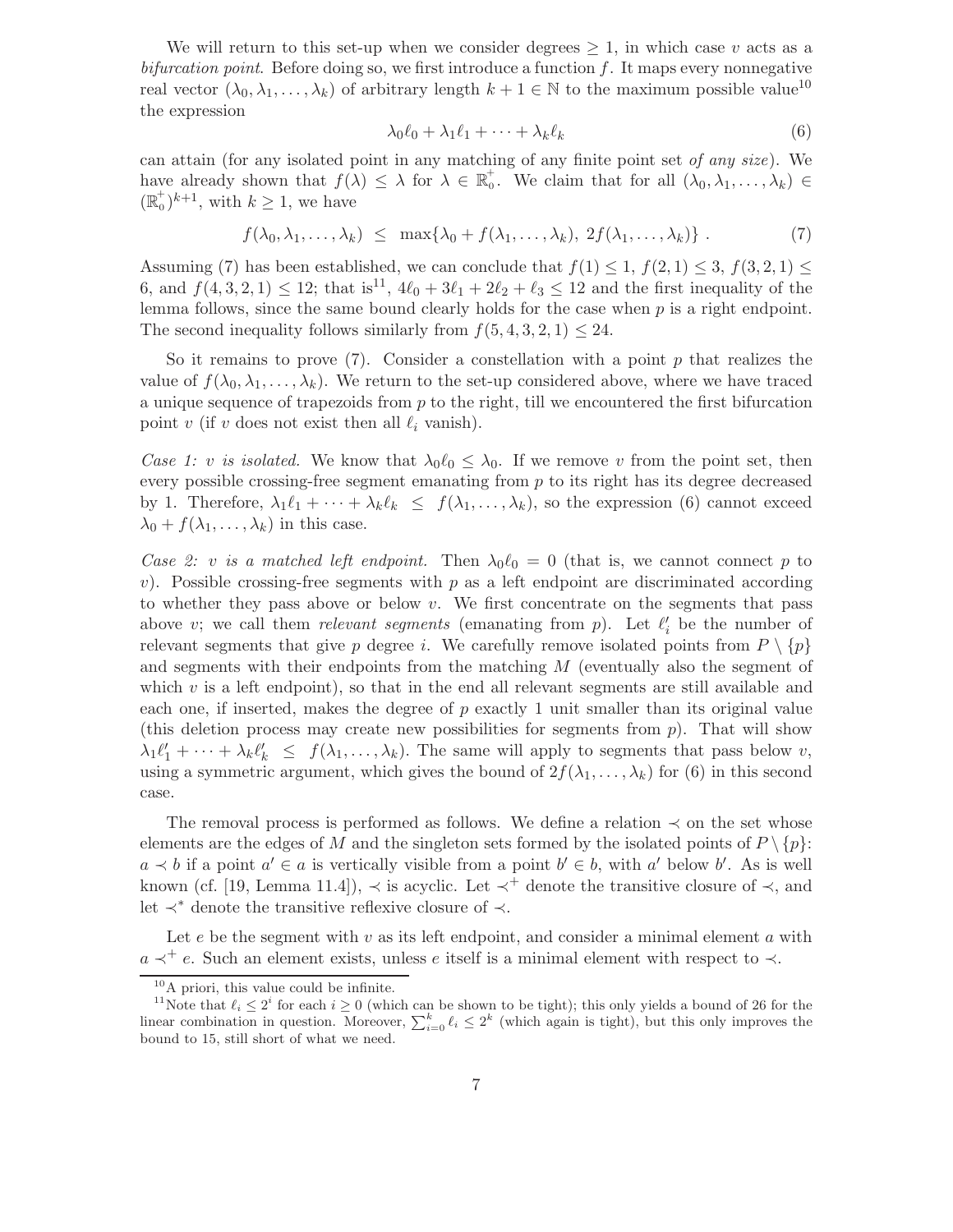We will return to this set-up when we consider degrees $\geq 1$, in which case $v$ acts as a *bifurcation point*. Before doing so, we first introduce a function $f$. It maps every nonnegative real vector $(\lambda_0, \lambda_1, \ldots, \lambda_k)$ of arbitrary length $k+1 \in \mathbb{N}$ to the maximum possible value[10] the expression

$$\lambda_0 \ell_0 + \lambda_1 \ell_1 + \cdots + \lambda_k \ell_k \tag{6}$$

can attain (for any isolated point in any matching of any finite point set *of any size*). We have already shown that $f(\lambda) \leq \lambda$ for $\lambda \in \mathbb{R}_0^+$. We claim that for all $(\lambda_0, \lambda_1, \ldots, \lambda_k) \in (\mathbb{R}_0^+)^{k+1}$, with $k \geq 1$, we have

$$f(\lambda_0, \lambda_1, \ldots, \lambda_k) \;\leq\; \max\{\lambda_0 + f(\lambda_1, \ldots, \lambda_k),\ 2f(\lambda_1, \ldots, \lambda_k)\}\ . \tag{7}$$

Assuming (7) has been established, we can conclude that $f(1) \leq 1$, $f(2,1) \leq 3$, $f(3,2,1) \leq 6$, and $f(4,3,2,1) \leq 12$; that is[11], $4\ell_0 + 3\ell_1 + 2\ell_2 + \ell_3 \leq 12$ and the first inequality of the lemma follows, since the same bound clearly holds for the case when $p$ is a right endpoint. The second inequality follows similarly from $f(5,4,3,2,1) \leq 24$.

So it remains to prove (7). Consider a constellation with a point $p$ that realizes the value of $f(\lambda_0, \lambda_1, \ldots, \lambda_k)$. We return to the set-up considered above, where we have traced a unique sequence of trapezoids from $p$ to the right, till we encountered the first bifurcation point $v$ (if $v$ does not exist then all $\ell_i$ vanish).

*Case 1: $v$ is isolated.* We know that $\lambda_0 \ell_0 \leq \lambda_0$. If we remove $v$ from the point set, then every possible crossing-free segment emanating from $p$ to its right has its degree decreased by 1. Therefore, $\lambda_1 \ell_1 + \cdots + \lambda_k \ell_k \;\leq\; f(\lambda_1, \ldots, \lambda_k)$, so the expression (6) cannot exceed $\lambda_0 + f(\lambda_1, \ldots, \lambda_k)$ in this case.

*Case 2: $v$ is a matched left endpoint.* Then $\lambda_0 \ell_0 = 0$ (that is, we cannot connect $p$ to $v$). Possible crossing-free segments with $p$ as a left endpoint are discriminated according to whether they pass above or below $v$. We first concentrate on the segments that pass above $v$; we call them *relevant segments* (emanating from $p$). Let $\ell_i'$ be the number of relevant segments that give $p$ degree $i$. We carefully remove isolated points from $P \setminus \{p\}$ and segments with their endpoints from the matching $M$ (eventually also the segment of which $v$ is a left endpoint), so that in the end all relevant segments are still available and each one, if inserted, makes the degree of $p$ exactly 1 unit smaller than its original value (this deletion process may create new possibilities for segments from $p$). That will show $\lambda_1 \ell_1' + \cdots + \lambda_k \ell_k' \;\leq\; f(\lambda_1, \ldots, \lambda_k)$. The same will apply to segments that pass below $v$, using a symmetric argument, which gives the bound of $2f(\lambda_1, \ldots, \lambda_k)$ for (6) in this second case.

The removal process is performed as follows. We define a relation $\prec$ on the set whose elements are the edges of $M$ and the singleton sets formed by the isolated points of $P \setminus \{p\}$: $a \prec b$ if a point $a' \in a$ is vertically visible from a point $b' \in b$, with $a'$ below $b'$. As is well known (cf. [19, Lemma 11.4]), $\prec$ is acyclic. Let $\prec^+$ denote the transitive closure of $\prec$, and let $\prec^*$ denote the transitive reflexive closure of $\prec$.

Let $e$ be the segment with $v$ as its left endpoint, and consider a minimal element $a$ with $a \prec^+ e$. Such an element exists, unless $e$ itself is a minimal element with respect to $\prec$.

[10] A priori, this value could be infinite.

[11] Note that $\ell_i \leq 2^i$ for each $i \geq 0$ (which can be shown to be tight); this only yields a bound of 26 for the linear combination in question. Moreover, $\sum_{i=0}^{k} \ell_i \leq 2^k$ (which again is tight), but this only improves the bound to 15, still short of what we need.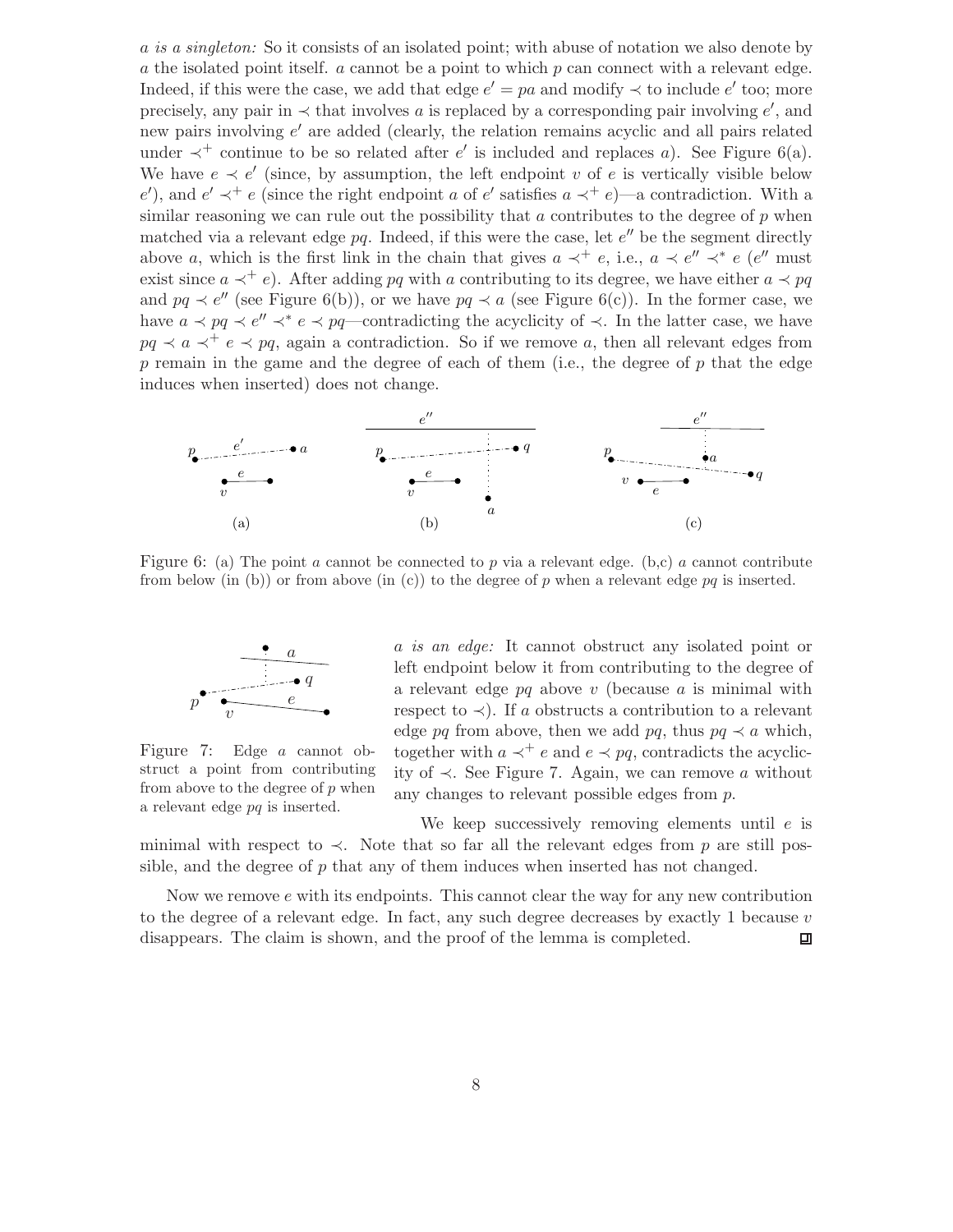*a is a singleton:* So it consists of an isolated point; with abuse of notation we also denote by $a$ the isolated point itself. $a$ cannot be a point to which $p$ can connect with a relevant edge. Indeed, if this were the case, we add that edge $e' = pa$ and modify $\prec$ to include $e'$ too; more precisely, any pair in $\prec$ that involves $a$ is replaced by a corresponding pair involving $e'$, and new pairs involving $e'$ are added (clearly, the relation remains acyclic and all pairs related under $\prec^+$ continue to be so related after $e'$ is included and replaces $a$). See Figure 6(a). We have $e \prec e'$ (since, by assumption, the left endpoint $v$ of $e$ is vertically visible below $e'$), and $e' \prec^+ e$ (since the right endpoint $a$ of $e'$ satisfies $a \prec^+ e$)—a contradiction. With a similar reasoning we can rule out the possibility that $a$ contributes to the degree of $p$ when matched via a relevant edge $pq$. Indeed, if this were the case, let $e''$ be the segment directly above $a$, which is the first link in the chain that gives $a \prec^+ e$, i.e., $a \prec e'' \prec^* e$ ($e''$ must exist since $a \prec^+ e$). After adding $pq$ with $a$ contributing to its degree, we have either $a \prec pq$ and $pq \prec e''$ (see Figure 6(b)), or we have $pq \prec a$ (see Figure 6(c)). In the former case, we have $a \prec pq \prec e'' \prec^* e \prec pq$—contradicting the acyclicity of $\prec$. In the latter case, we have $pq \prec a \prec^+ e \prec pq$, again a contradiction. So if we remove $a$, then all relevant edges from $p$ remain in the game and the degree of each of them (i.e., the degree of $p$ that the edge induces when inserted) does not change.

Figure 6: (a) The point $a$ cannot be connected to $p$ via a relevant edge. (b,c) $a$ cannot contribute from below (in (b)) or from above (in (c)) to the degree of $p$ when a relevant edge $pq$ is inserted.

*a is an edge:* It cannot obstruct any isolated point or left endpoint below it from contributing to the degree of a relevant edge $pq$ above $v$ (because $a$ is minimal with respect to $\prec$). If $a$ obstructs a contribution to a relevant edge $pq$ from above, then we add $pq$, thus $pq \prec a$ which, together with $a \prec^+ e$ and $e \prec pq$, contradicts the acyclicity of $\prec$. See Figure 7. Again, we can remove $a$ without any changes to relevant possible edges from $p$.

Figure 7: Edge $a$ cannot obstruct a point from contributing from above to the degree of $p$ when a relevant edge $pq$ is inserted.

We keep successively removing elements until $e$ is minimal with respect to $\prec$. Note that so far all the relevant edges from $p$ are still possible, and the degree of $p$ that any of them induces when inserted has not changed.

Now we remove $e$ with its endpoints. This cannot clear the way for any new contribution to the degree of a relevant edge. In fact, any such degree decreases by exactly 1 because $v$ disappears. The claim is shown, and the proof of the lemma is completed. ◻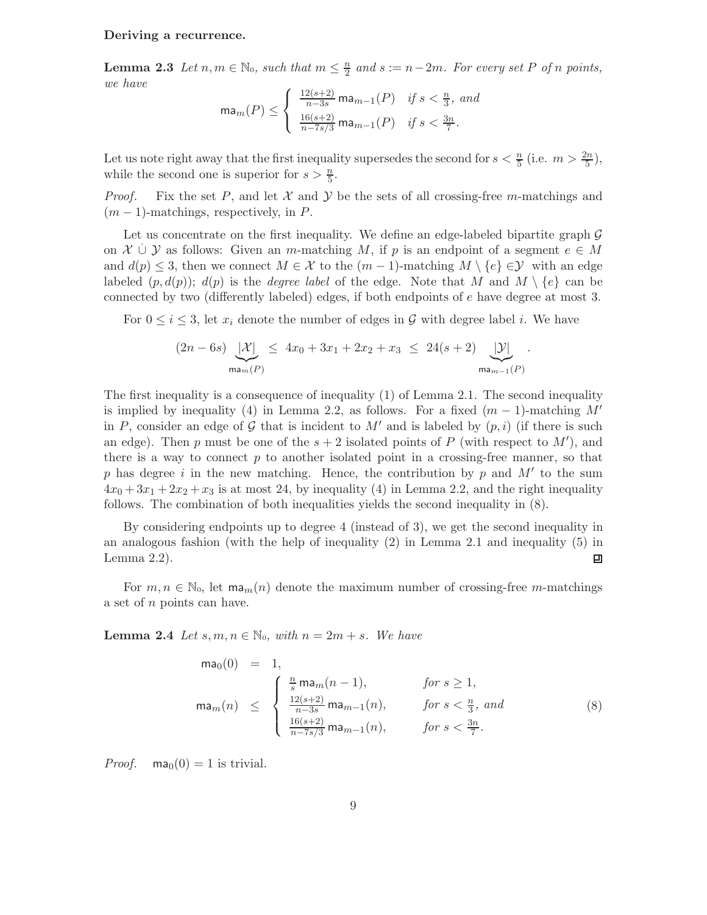**Deriving a recurrence.**

**Lemma 2.3** *Let $n, m \in \mathbb{N}_0$, such that $m \leq \frac{n}{2}$ and $s := n - 2m$. For every set $P$ of $n$ points, we have*

$$\mathsf{ma}_m(P) \leq \begin{cases} \frac{12(s+2)}{n-3s}\,\mathsf{ma}_{m-1}(P) & \text{if } s < \frac{n}{3}, \text{ and} \\ \frac{16(s+2)}{n-7s/3}\,\mathsf{ma}_{m-1}(P) & \text{if } s < \frac{3n}{7}. \end{cases}$$

Let us note right away that the first inequality supersedes the second for $s < \frac{n}{5}$ (i.e. $m > \frac{2n}{5}$), while the second one is superior for $s > \frac{n}{5}$.

*Proof.* Fix the set $P$, and let $\mathcal{X}$ and $\mathcal{Y}$ be the sets of all crossing-free $m$-matchings and $(m-1)$-matchings, respectively, in $P$.

Let us concentrate on the first inequality. We define an edge-labeled bipartite graph $\mathcal{G}$ on $\mathcal{X} \,\dot\cup\, \mathcal{Y}$ as follows: Given an $m$-matching $M$, if $p$ is an endpoint of a segment $e \in M$ and $d(p) \leq 3$, then we connect $M \in \mathcal{X}$ to the $(m-1)$-matching $M \setminus \{e\} \in \mathcal{Y}$ with an edge labeled $(p, d(p))$; $d(p)$ is the *degree label* of the edge. Note that $M$ and $M \setminus \{e\}$ can be connected by two (differently labeled) edges, if both endpoints of $e$ have degree at most 3.

For $0 \leq i \leq 3$, let $x_i$ denote the number of edges in $\mathcal{G}$ with degree label $i$. We have

$$(2n - 6s) \underbrace{|\mathcal{X}|}_{\mathsf{ma}_m(P)} \leq 4x_0 + 3x_1 + 2x_2 + x_3 \leq 24(s+2) \underbrace{|\mathcal{Y}|}_{\mathsf{ma}_{m-1}(P)} .$$

The first inequality is a consequence of inequality (1) of Lemma 2.1. The second inequality is implied by inequality (4) in Lemma 2.2, as follows. For a fixed $(m-1)$-matching $M'$ in $P$, consider an edge of $\mathcal{G}$ that is incident to $M'$ and is labeled by $(p, i)$ (if there is such an edge). Then $p$ must be one of the $s+2$ isolated points of $P$ (with respect to $M'$), and there is a way to connect $p$ to another isolated point in a crossing-free manner, so that $p$ has degree $i$ in the new matching. Hence, the contribution by $p$ and $M'$ to the sum $4x_0 + 3x_1 + 2x_2 + x_3$ is at most 24, by inequality (4) in Lemma 2.2, and the right inequality follows. The combination of both inequalities yields the second inequality in (8).

By considering endpoints up to degree 4 (instead of 3), we get the second inequality in an analogous fashion (with the help of inequality (2) in Lemma 2.1 and inequality (5) in Lemma 2.2). ◻

For $m, n \in \mathbb{N}_0$, let $\mathsf{ma}_m(n)$ denote the maximum number of crossing-free $m$-matchings a set of $n$ points can have.

**Lemma 2.4** *Let $s, m, n \in \mathbb{N}_0$, with $n = 2m + s$. We have*

$$\begin{aligned} \mathsf{ma}_0(0) &= 1, \\ \mathsf{ma}_m(n) &\leq \begin{cases} \frac{n}{s}\,\mathsf{ma}_m(n-1), & \text{for } s \geq 1, \\ \frac{12(s+2)}{n-3s}\,\mathsf{ma}_{m-1}(n), & \text{for } s < \frac{n}{3}, \text{ and} \\ \frac{16(s+2)}{n-7s/3}\,\mathsf{ma}_{m-1}(n), & \text{for } s < \frac{3n}{7}. \end{cases} \end{aligned} \tag{8}$$

*Proof.* $\mathsf{ma}_0(0) = 1$ is trivial.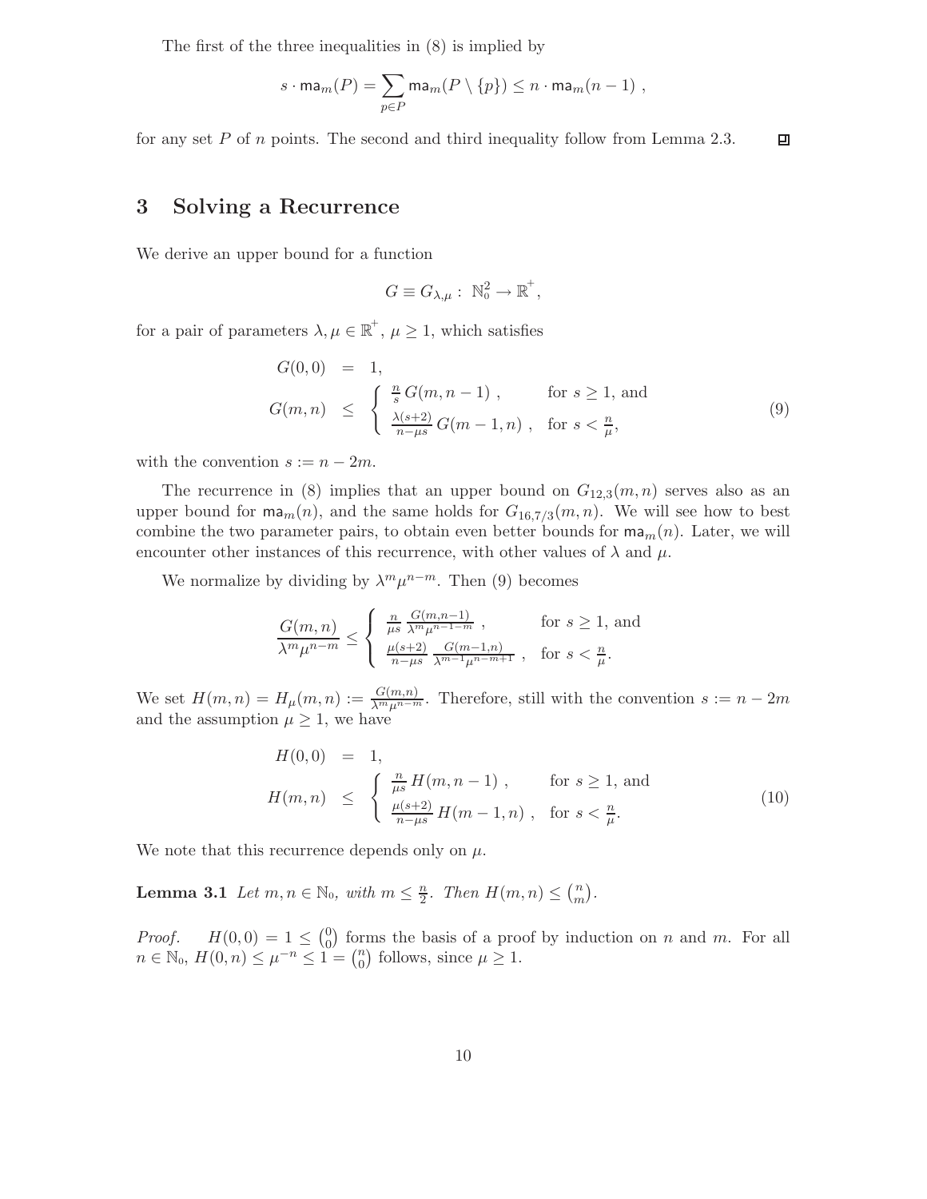The first of the three inequalities in (8) is implied by

$$s \cdot \mathsf{ma}_m(P) = \sum_{p \in P} \mathsf{ma}_m(P \setminus \{p\}) \leq n \cdot \mathsf{ma}_m(n-1) ,$$

for any set $P$ of $n$ points. The second and third inequality follow from Lemma 2.3. ◻

## 3 Solving a Recurrence

We derive an upper bound for a function

$$G \equiv G_{\lambda,\mu} : \ \mathbb{N}_0^2 \to \mathbb{R}^+,$$

for a pair of parameters $\lambda, \mu \in \mathbb{R}^+$, $\mu \geq 1$, which satisfies

$$\begin{aligned} G(0,0) &= 1, \\ G(m,n) &\leq \begin{cases} \frac{n}{s} \, G(m, n-1) \ , & \text{for } s \geq 1, \text{ and} \\ \frac{\lambda(s+2)}{n - \mu s} \, G(m-1, n) \ , & \text{for } s < \frac{n}{\mu}, \end{cases} \end{aligned} \tag{9}$$

with the convention $s := n - 2m$.

The recurrence in (8) implies that an upper bound on $G_{12,3}(m,n)$ serves also as an upper bound for $\mathsf{ma}_m(n)$, and the same holds for $G_{16,7/3}(m,n)$. We will see how to best combine the two parameter pairs, to obtain even better bounds for $\mathsf{ma}_m(n)$. Later, we will encounter other instances of this recurrence, with other values of $\lambda$ and $\mu$.

We normalize by dividing by $\lambda^m \mu^{n-m}$. Then (9) becomes

$$\frac{G(m,n)}{\lambda^m \mu^{n-m}} \leq \begin{cases} \frac{n}{\mu s} \, \frac{G(m,n-1)}{\lambda^m \mu^{n-1-m}} \ , & \text{for } s \geq 1, \text{ and} \\ \frac{\mu(s+2)}{n - \mu s} \, \frac{G(m-1,n)}{\lambda^{m-1} \mu^{n-m+1}} \ , & \text{for } s < \frac{n}{\mu}. \end{cases}$$

We set $H(m,n) = H_\mu(m,n) := \frac{G(m,n)}{\lambda^m \mu^{n-m}}$. Therefore, still with the convention $s := n - 2m$ and the assumption $\mu \geq 1$, we have

$$\begin{aligned} H(0,0) &= 1, \\ H(m,n) &\leq \begin{cases} \frac{n}{\mu s} \, H(m, n-1) \ , & \text{for } s \geq 1, \text{ and} \\ \frac{\mu(s+2)}{n - \mu s} \, H(m-1, n) \ , & \text{for } s < \frac{n}{\mu}. \end{cases} \end{aligned} \tag{10}$$

We note that this recurrence depends only on $\mu$.

**Lemma 3.1** *Let $m, n \in \mathbb{N}_0$, with $m \leq \frac{n}{2}$. Then $H(m,n) \leq \binom{n}{m}$.*

*Proof.* $H(0,0) = 1 \leq \binom{0}{0}$ forms the basis of a proof by induction on $n$ and $m$. For all $n \in \mathbb{N}_0$, $H(0,n) \leq \mu^{-n} \leq 1 = \binom{n}{0}$ follows, since $\mu \geq 1$.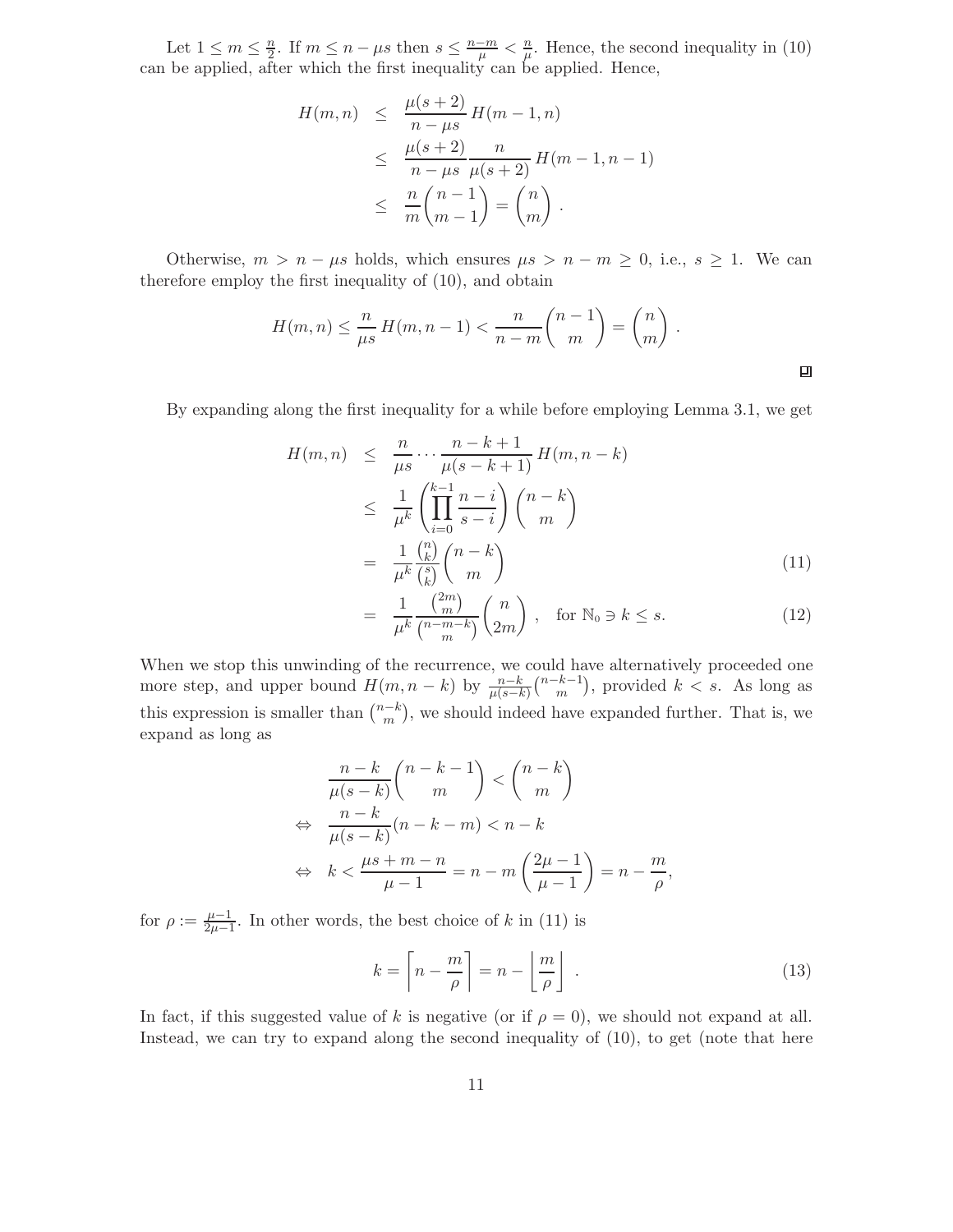Let $1 \le m \le \frac{n}{2}$. If $m \le n - \mu s$ then $s \le \frac{n-m}{\mu} < \frac{n}{\mu}$. Hence, the second inequality in (10) can be applied, after which the first inequality can be applied. Hence,

$$
\begin{aligned}
H(m,n) &\le \frac{\mu(s+2)}{n-\mu s}\, H(m-1,n) \\
&\le \frac{\mu(s+2)}{n-\mu s}\frac{n}{\mu(s+2)}\, H(m-1,n-1) \\
&\le \frac{n}{m}\binom{n-1}{m-1} = \binom{n}{m} .
\end{aligned}
$$

Otherwise, $m > n - \mu s$ holds, which ensures $\mu s > n - m \ge 0$, i.e., $s \ge 1$. We can therefore employ the first inequality of (10), and obtain

$$
H(m,n) \le \frac{n}{\mu s}\, H(m,n-1) < \frac{n}{n-m}\binom{n-1}{m} = \binom{n}{m} .
$$

□

By expanding along the first inequality for a while before employing Lemma 3.1, we get

$$
\begin{aligned}
H(m,n) &\le \frac{n}{\mu s}\cdots\frac{n-k+1}{\mu(s-k+1)}\, H(m,n-k) \\
&\le \frac{1}{\mu^k}\left(\prod_{i=0}^{k-1}\frac{n-i}{s-i}\right)\binom{n-k}{m} \\
&= \frac{1}{\mu^k}\frac{\binom{n}{k}}{\binom{s}{k}}\binom{n-k}{m} && (11) \\
&= \frac{1}{\mu^k}\frac{\binom{2m}{m}}{\binom{n-m-k}{m}}\binom{n}{2m} , \quad \text{for } \mathbb{N}_0 \ni k \le s. && (12)
\end{aligned}
$$

When we stop this unwinding of the recurrence, we could have alternatively proceeded one more step, and upper bound $H(m,n-k)$ by $\frac{n-k}{\mu(s-k)}\binom{n-k-1}{m}$, provided $k < s$. As long as this expression is smaller than $\binom{n-k}{m}$, we should indeed have expanded further. That is, we expand as long as

$$
\begin{aligned}
& \frac{n-k}{\mu(s-k)}\binom{n-k-1}{m} < \binom{n-k}{m} \\
\Leftrightarrow\quad & \frac{n-k}{\mu(s-k)}(n-k-m) < n-k \\
\Leftrightarrow\quad & k < \frac{\mu s + m - n}{\mu - 1} = n - m\left(\frac{2\mu-1}{\mu-1}\right) = n - \frac{m}{\rho},
\end{aligned}
$$

for $\rho := \frac{\mu-1}{2\mu-1}$. In other words, the best choice of $k$ in (11) is

$$
k = \left\lceil n - \frac{m}{\rho} \right\rceil = n - \left\lfloor \frac{m}{\rho} \right\rfloor . \tag{13}
$$

In fact, if this suggested value of $k$ is negative (or if $\rho = 0$), we should not expand at all. Instead, we can try to expand along the second inequality of (10), to get (note that here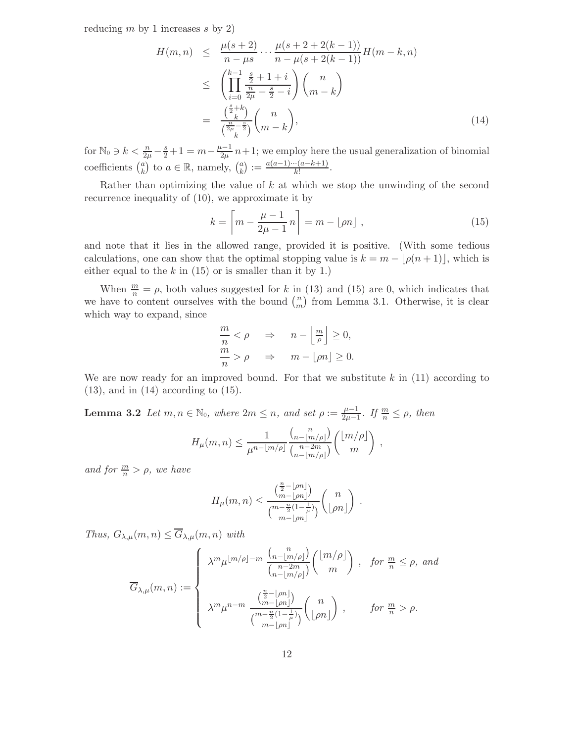reducing $m$ by 1 increases $s$ by 2)

$$
\begin{aligned}
H(m,n) &\le \frac{\mu(s+2)}{n-\mu s}\cdots\frac{\mu(s+2+2(k-1))}{n-\mu(s+2(k-1))}H(m-k,n) \\
&\le \left(\prod_{i=0}^{k-1}\frac{\frac{s}{2}+1+i}{\frac{n}{2\mu}-\frac{s}{2}-i}\right)\binom{n}{m-k} \\
&= \frac{\binom{\frac{s}{2}+k}{k}}{\binom{\frac{n}{2\mu}-\frac{s}{2}}{k}}\binom{n}{m-k}, \qquad (14)
\end{aligned}
$$

for $\mathbb{N}_0 \ni k < \frac{n}{2\mu} - \frac{s}{2} + 1 = m - \frac{\mu-1}{2\mu}\,n + 1$; we employ here the usual generalization of binomial coefficients $\binom{a}{k}$ to $a \in \mathbb{R}$, namely, $\binom{a}{k} := \frac{a(a-1)\cdots(a-k+1)}{k!}$.

Rather than optimizing the value of $k$ at which we stop the unwinding of the second recurrence inequality of (10), we approximate it by

$$
k = \left\lceil m - \frac{\mu-1}{2\mu-1}\,n \right\rceil = m - \lfloor \rho n \rfloor\ , \qquad (15)
$$

and note that it lies in the allowed range, provided it is positive. (With some tedious calculations, one can show that the optimal stopping value is $k = m - \lfloor \rho(n+1) \rfloor$, which is either equal to the $k$ in (15) or is smaller than it by 1.)

When $\frac{m}{n} = \rho$, both values suggested for $k$ in (13) and (15) are 0, which indicates that we have to content ourselves with the bound $\binom{n}{m}$ from Lemma 3.1. Otherwise, it is clear which way to expand, since

$$
\begin{aligned}
\frac{m}{n} < \rho &\quad\Rightarrow\quad n - \left\lfloor \tfrac{m}{\rho} \right\rfloor \ge 0, \\
\frac{m}{n} > \rho &\quad\Rightarrow\quad m - \lfloor \rho n \rfloor \ge 0.
\end{aligned}
$$

We are now ready for an improved bound. For that we substitute $k$ in (11) according to (13), and in (14) according to (15).

**Lemma 3.2** *Let $m, n \in \mathbb{N}_0$, where $2m \le n$, and set $\rho := \frac{\mu-1}{2\mu-1}$. If $\frac{m}{n} \le \rho$, then*

$$
H_\mu(m,n) \le \frac{1}{\mu^{n-\lfloor m/\rho \rfloor}}\,\frac{\binom{n}{n-\lfloor m/\rho \rfloor}}{\binom{n-2m}{n-\lfloor m/\rho \rfloor}}\binom{\lfloor m/\rho \rfloor}{m}\ ,
$$

*and for $\frac{m}{n} > \rho$, we have*

$$
H_\mu(m,n) \le \frac{\binom{\frac{n}{2}-\lfloor \rho n \rfloor}{m-\lfloor \rho n \rfloor}}{\binom{m-\frac{n}{2}(1-\frac{1}{\mu})}{m-\lfloor \rho n \rfloor}}\binom{n}{\lfloor \rho n \rfloor}\ .
$$

*Thus, $G_{\lambda,\mu}(m,n) \le \overline{G}_{\lambda,\mu}(m,n)$ with*

$$
\overline{G}_{\lambda,\mu}(m,n) := \begin{cases}
\lambda^m \mu^{\lfloor m/\rho \rfloor - m}\,\dfrac{\binom{n}{n-\lfloor m/\rho \rfloor}}{\binom{n-2m}{n-\lfloor m/\rho \rfloor}}\dbinom{\lfloor m/\rho \rfloor}{m}\ , & \text{for } \frac{m}{n} \le \rho, \text{ and} \\[2ex]
\lambda^m \mu^{n-m}\,\dfrac{\binom{\frac{n}{2}-\lfloor \rho n \rfloor}{m-\lfloor \rho n \rfloor}}{\binom{m-\frac{n}{2}(1-\frac{1}{\mu})}{m-\lfloor \rho n \rfloor}}\dbinom{n}{\lfloor \rho n \rfloor}\ , & \text{for } \frac{m}{n} > \rho.
\end{cases}
$$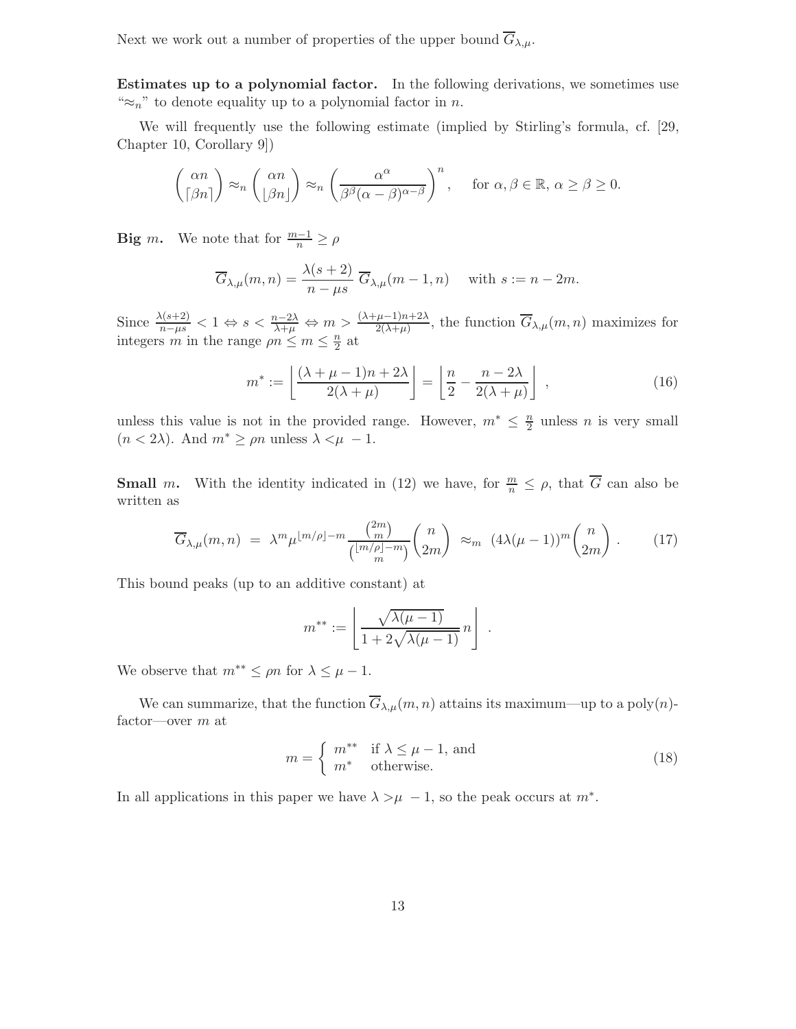Next we work out a number of properties of the upper bound $\overline{G}_{\lambda,\mu}$.

**Estimates up to a polynomial factor.** In the following derivations, we sometimes use "$\approx_n$" to denote equality up to a polynomial factor in $n$.

We will frequently use the following estimate (implied by Stirling's formula, cf. [29, Chapter 10, Corollary 9])

$$\binom{\alpha n}{\lceil \beta n \rceil} \approx_n \binom{\alpha n}{\lfloor \beta n \rfloor} \approx_n \left( \frac{\alpha^\alpha}{\beta^\beta (\alpha - \beta)^{\alpha - \beta}} \right)^n, \quad \text{for } \alpha, \beta \in \mathbb{R},\ \alpha \geq \beta \geq 0.$$

**Big $m$.** We note that for $\frac{m-1}{n} \geq \rho$

$$\overline{G}_{\lambda,\mu}(m,n) = \frac{\lambda(s+2)}{n - \mu s}\, \overline{G}_{\lambda,\mu}(m-1,n) \quad \text{ with } s := n - 2m.$$

Since $\frac{\lambda(s+2)}{n-\mu s} < 1 \Leftrightarrow s < \frac{n-2\lambda}{\lambda+\mu} \Leftrightarrow m > \frac{(\lambda+\mu-1)n+2\lambda}{2(\lambda+\mu)}$, the function $\overline{G}_{\lambda,\mu}(m,n)$ maximizes for integers $m$ in the range $\rho n \leq m \leq \frac{n}{2}$ at

$$m^* := \left\lfloor \frac{(\lambda+\mu-1)n + 2\lambda}{2(\lambda+\mu)} \right\rfloor = \left\lfloor \frac{n}{2} - \frac{n - 2\lambda}{2(\lambda+\mu)} \right\rfloor, \tag{16}$$

unless this value is not in the provided range. However, $m^* \leq \frac{n}{2}$ unless $n$ is very small ($n < 2\lambda$). And $m^* \geq \rho n$ unless $\lambda < \mu - 1$.

**Small $m$.** With the identity indicated in (12) we have, for $\frac{m}{n} \leq \rho$, that $\overline{G}$ can also be written as

$$\overline{G}_{\lambda,\mu}(m,n) \;=\; \lambda^m \mu^{\lfloor m/\rho \rfloor - m} \frac{\binom{2m}{m}}{\binom{\lfloor m/\rho \rfloor - m}{m}} \binom{n}{2m} \;\approx_m\; (4\lambda(\mu-1))^m \binom{n}{2m}. \tag{17}$$

This bound peaks (up to an additive constant) at

$$m^{**} := \left\lfloor \frac{\sqrt{\lambda(\mu-1)}}{1 + 2\sqrt{\lambda(\mu-1)}}\, n \right\rfloor.$$

We observe that $m^{**} \leq \rho n$ for $\lambda \leq \mu - 1$.

We can summarize, that the function $\overline{G}_{\lambda,\mu}(m,n)$ attains its maximum—up to a poly$(n)$-factor—over $m$ at

$$m = \begin{cases} m^{**} & \text{if } \lambda \leq \mu - 1, \text{ and} \\ m^* & \text{otherwise.} \end{cases} \tag{18}$$

In all applications in this paper we have $\lambda > \mu - 1$, so the peak occurs at $m^*$.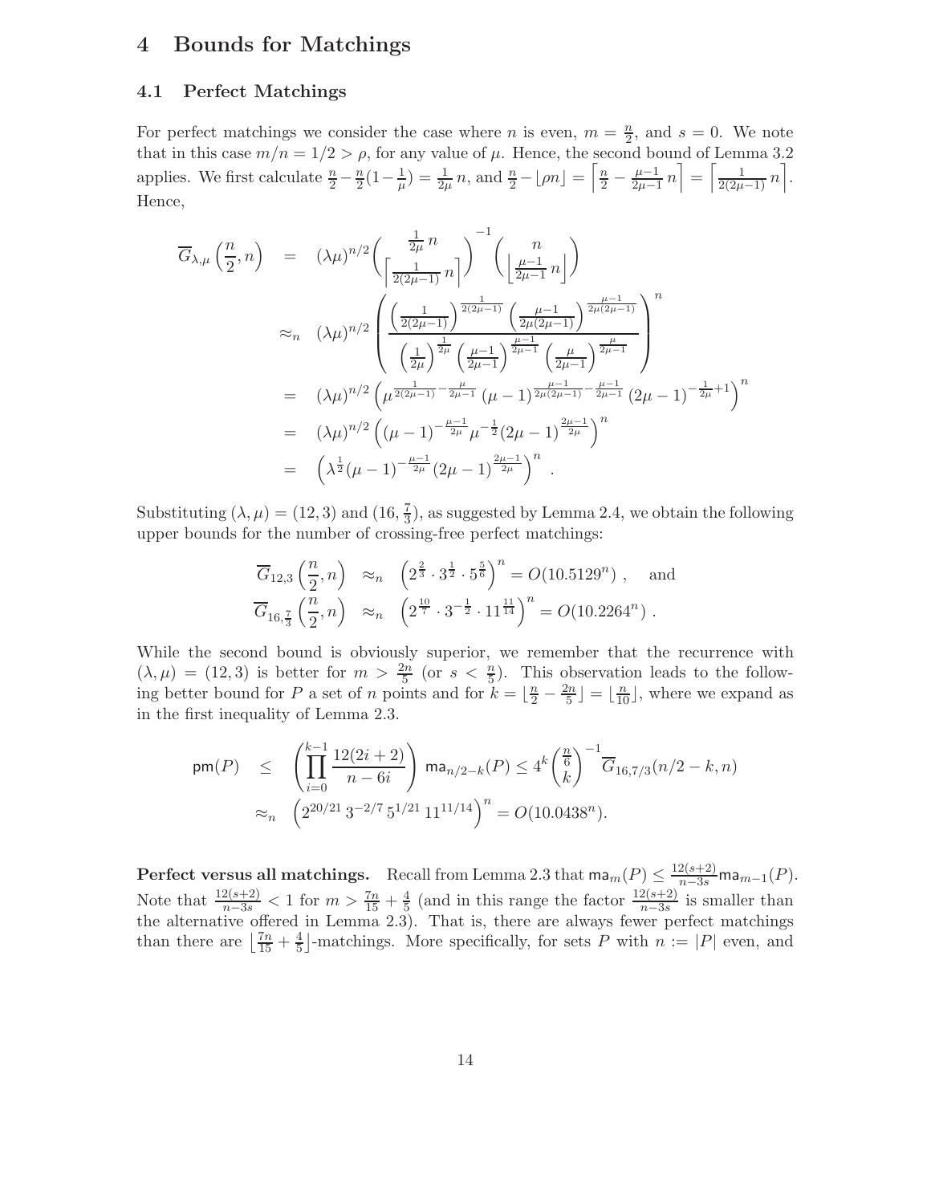# 4 Bounds for Matchings

## 4.1 Perfect Matchings

For perfect matchings we consider the case where $n$ is even, $m = \frac{n}{2}$, and $s = 0$. We note that in this case $m/n = 1/2 > \rho$, for any value of $\mu$. Hence, the second bound of Lemma 3.2 applies. We first calculate $\frac{n}{2} - \frac{n}{2}(1-\frac{1}{\mu}) = \frac{1}{2\mu}\, n$, and $\frac{n}{2} - \lfloor \rho n \rfloor = \left\lceil \frac{n}{2} - \frac{\mu-1}{2\mu-1}\, n \right\rceil = \left\lceil \frac{1}{2(\mu-1)}\, n \right\rceil$. Hence,

$$
\begin{aligned}
\overline{G}_{\lambda,\mu}\left(\frac{n}{2}, n\right) &= (\lambda\mu)^{n/2} \binom{\frac{1}{2\mu}\, n}{\left\lceil \frac{1}{2(2\mu-1)}\, n \right\rceil}^{-1} \binom{n}{\left\lfloor \frac{\mu-1}{2\mu-1}\, n \right\rfloor} \\
&\approx_n (\lambda\mu)^{n/2} \left( \frac{\left(\frac{1}{2(2\mu-1)}\right)^{\frac{1}{2(2\mu-1)}} \left(\frac{\mu-1}{2\mu(2\mu-1)}\right)^{\frac{\mu-1}{2\mu(2\mu-1)}}}{\left(\frac{1}{2\mu}\right)^{\frac{1}{2\mu}} \left(\frac{\mu-1}{2\mu-1}\right)^{\frac{\mu-1}{2\mu-1}} \left(\frac{\mu}{2\mu-1}\right)^{\frac{\mu}{2\mu-1}}} \right)^n \\
&= (\lambda\mu)^{n/2} \left( \mu^{\frac{1}{2(2\mu-1)} - \frac{\mu}{2\mu-1}} \, (\mu-1)^{\frac{\mu-1}{2\mu(2\mu-1)} - \frac{\mu-1}{2\mu-1}} \, (2\mu-1)^{-\frac{1}{2\mu}+1} \right)^n \\
&= (\lambda\mu)^{n/2} \left( (\mu-1)^{-\frac{\mu-1}{2\mu}} \mu^{-\frac{1}{2}} (2\mu-1)^{\frac{2\mu-1}{2\mu}} \right)^n \\
&= \left( \lambda^{\frac{1}{2}} (\mu-1)^{-\frac{\mu-1}{2\mu}} (2\mu-1)^{\frac{2\mu-1}{2\mu}} \right)^n .
\end{aligned}
$$

Substituting $(\lambda, \mu) = (12, 3)$ and $(16, \frac{7}{3})$, as suggested by Lemma 2.4, we obtain the following upper bounds for the number of crossing-free perfect matchings:

$$
\begin{aligned}
\overline{G}_{12,3}\left(\frac{n}{2}, n\right) &\approx_n \left(2^{\frac{2}{3}} \cdot 3^{\frac{1}{2}} \cdot 5^{\frac{5}{6}}\right)^n = O(10.5129^n) , \quad \text{and} \\
\overline{G}_{16,\frac{7}{3}}\left(\frac{n}{2}, n\right) &\approx_n \left(2^{\frac{10}{7}} \cdot 3^{-\frac{1}{2}} \cdot 11^{\frac{11}{14}}\right)^n = O(10.2264^n) .
\end{aligned}
$$

While the second bound is obviously superior, we remember that the recurrence with $(\lambda, \mu) = (12, 3)$ is better for $m > \frac{2n}{5}$ (or $s < \frac{n}{5}$). This observation leads to the following better bound for $P$ a set of $n$ points and for $k = \lfloor \frac{n}{2} - \frac{2n}{5} \rfloor = \lfloor \frac{n}{10} \rfloor$, where we expand as in the first inequality of Lemma 2.3.

$$
\begin{aligned}
\mathsf{pm}(P) &\leq \left( \prod_{i=0}^{k-1} \frac{12(2i+2)}{n-6i} \right) \mathsf{ma}_{n/2-k}(P) \leq 4^k \binom{\frac{n}{6}}{k}^{-1} \overline{G}_{16,7/3}(n/2-k, n) \\
&\approx_n \left(2^{20/21}\, 3^{-2/7}\, 5^{1/21}\, 11^{11/14}\right)^n = O(10.0438^n).
\end{aligned}
$$

**Perfect versus all matchings.** Recall from Lemma 2.3 that $\mathsf{ma}_m(P) \leq \frac{12(s+2)}{n-3s} \mathsf{ma}_{m-1}(P)$. Note that $\frac{12(s+2)}{n-3s} < 1$ for $m > \frac{7n}{15} + \frac{4}{5}$ (and in this range the factor $\frac{12(s+2)}{n-3s}$ is smaller than the alternative offered in Lemma 2.3). That is, there are always fewer perfect matchings than there are $\lfloor \frac{7n}{15} + \frac{4}{5} \rfloor$-matchings. More specifically, for sets $P$ with $n := |P|$ even, and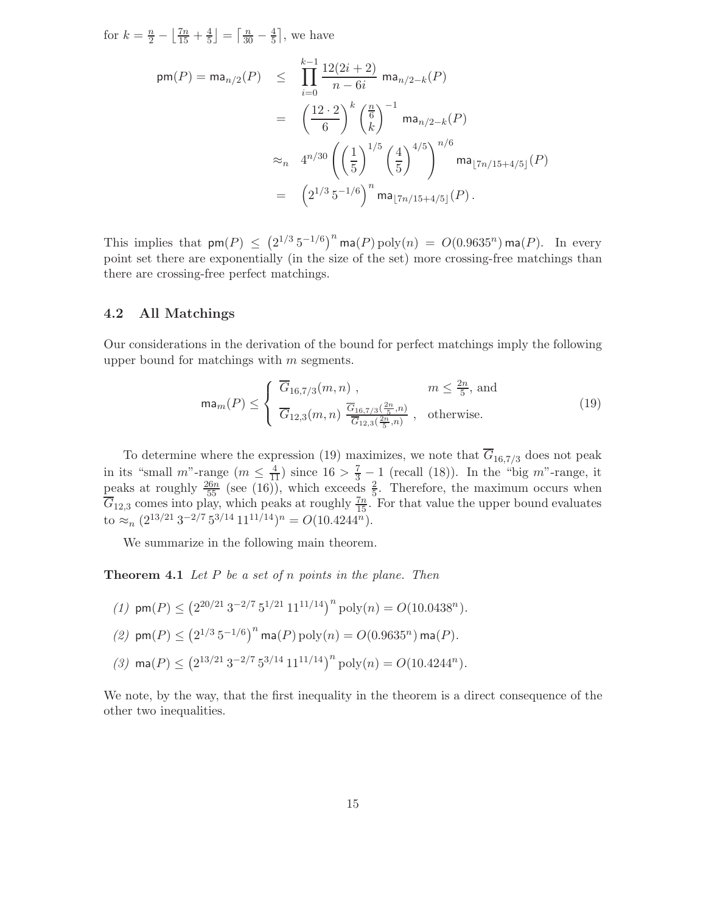for $k = \frac{n}{2} - \lfloor \frac{7n}{15} + \frac{4}{5} \rfloor = \lceil \frac{n}{30} - \frac{4}{5} \rceil$, we have

$$
\begin{aligned}
\mathsf{pm}(P) = \mathsf{ma}_{n/2}(P) &\leq \prod_{i=0}^{k-1} \frac{12(2i+2)}{n-6i} \, \mathsf{ma}_{n/2-k}(P) \\
&= \left(\frac{12 \cdot 2}{6}\right)^k \binom{\frac{n}{6}}{k}^{-1} \mathsf{ma}_{n/2-k}(P) \\
&\approx_n 4^{n/30} \left( \left(\frac{1}{5}\right)^{1/5} \left(\frac{4}{5}\right)^{4/5} \right)^{n/6} \mathsf{ma}_{\lfloor 7n/15+4/5 \rfloor}(P) \\
&= \left(2^{1/3}\, 5^{-1/6}\right)^n \mathsf{ma}_{\lfloor 7n/15+4/5 \rfloor}(P) \, .
\end{aligned}
$$

This implies that $\mathsf{pm}(P) \leq \left(2^{1/3}\, 5^{-1/6}\right)^n \mathsf{ma}(P)\,\mathrm{poly}(n) = O(0.9635^n)\,\mathsf{ma}(P)$. In every point set there are exponentially (in the size of the set) more crossing-free matchings than there are crossing-free perfect matchings.

### 4.2 All Matchings

Our considerations in the derivation of the bound for perfect matchings imply the following upper bound for matchings with $m$ segments.

$$
\mathsf{ma}_m(P) \leq \begin{cases} \overline{G}_{16,7/3}(m,n) \, , & m \leq \frac{2n}{5}, \text{ and} \\ \overline{G}_{12,3}(m,n) \, \frac{\overline{G}_{16,7/3}(\frac{2n}{5},n)}{\overline{G}_{12,3}(\frac{2n}{5},n)} \, , & \text{otherwise.} \end{cases} \tag{19}
$$

To determine where the expression (19) maximizes, we note that $\overline{G}_{16,7/3}$ does not peak in its "small $m$"-range ($m \leq \frac{4}{11}$) since $16 > \frac{7}{3} - 1$ (recall (18)). In the "big $m$"-range, it peaks at roughly $\frac{26n}{55}$ (see (16)), which exceeds $\frac{2}{5}$. Therefore, the maximum occurs when $\overline{G}_{12,3}$ comes into play, which peaks at roughly $\frac{7n}{15}$. For that value the upper bound evaluates to $\approx_n (2^{13/21}\, 3^{-2/7}\, 5^{3/14}\, 11^{11/14})^n = O(10.4244^n)$.

We summarize in the following main theorem.

**Theorem 4.1** *Let $P$ be a set of $n$ points in the plane. Then*

*(1)* $\mathsf{pm}(P) \leq \left(2^{20/21}\, 3^{-2/7}\, 5^{1/21}\, 11^{11/14}\right)^n \mathrm{poly}(n) = O(10.0438^n)$.

*(2)* $\mathsf{pm}(P) \leq \left(2^{1/3}\, 5^{-1/6}\right)^n \mathsf{ma}(P)\,\mathrm{poly}(n) = O(0.9635^n)\,\mathsf{ma}(P)$.

*(3)* $\mathsf{ma}(P) \leq \left(2^{13/21}\, 3^{-2/7}\, 5^{3/14}\, 11^{11/14}\right)^n \mathrm{poly}(n) = O(10.4244^n)$.

We note, by the way, that the first inequality in the theorem is a direct consequence of the other two inequalities.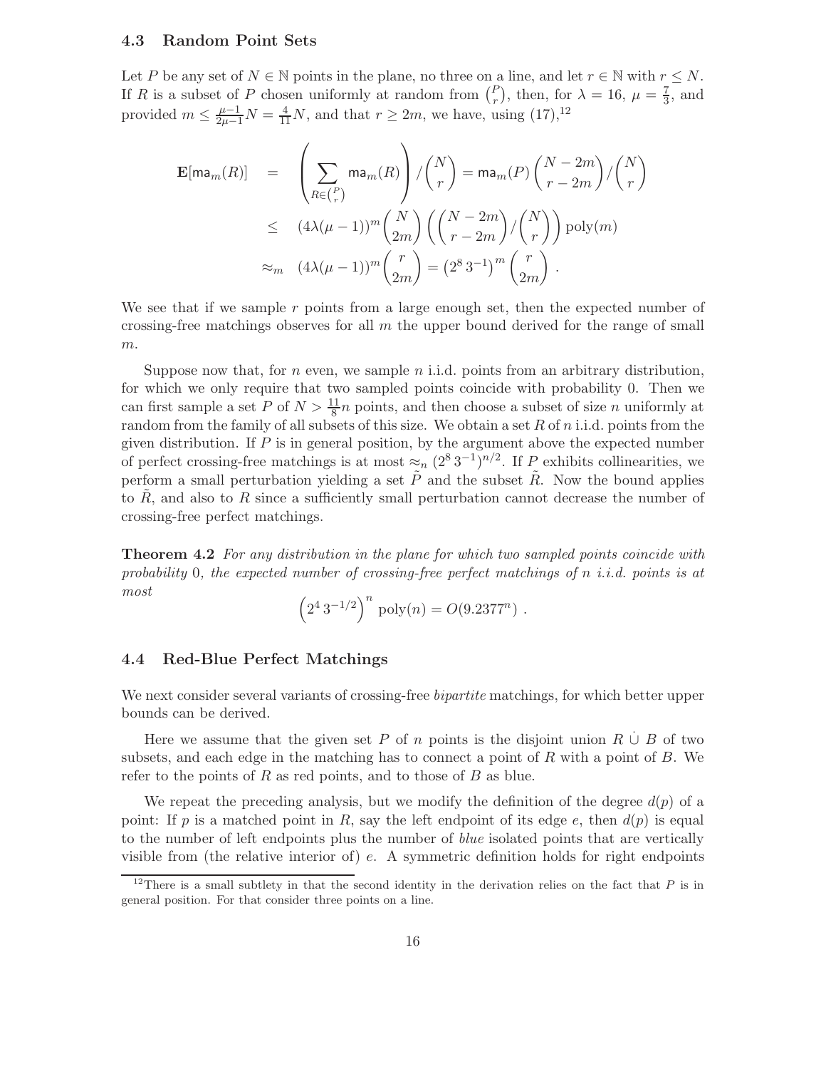### 4.3 Random Point Sets

Let $P$ be any set of $N \in \mathbb{N}$ points in the plane, no three on a line, and let $r \in \mathbb{N}$ with $r \leq N$. If $R$ is a subset of $P$ chosen uniformly at random from $\binom{P}{r}$, then, for $\lambda = 16$, $\mu = \frac{7}{3}$, and provided $m \leq \frac{\mu-1}{2\mu-1}N = \frac{4}{11}N$, and that $r \geq 2m$, we have, using (17),[12]

$$
\begin{aligned}
\mathbf{E}[\mathsf{ma}_m(R)] &= \left(\sum_{R \in \binom{P}{r}} \mathsf{ma}_m(R)\right) / \binom{N}{r} = \mathsf{ma}_m(P) \binom{N-2m}{r-2m} / \binom{N}{r} \\
&\leq (4\lambda(\mu-1))^m \binom{N}{2m} \left( \binom{N-2m}{r-2m} / \binom{N}{r} \right) \mathrm{poly}(m) \\
&\approx_m (4\lambda(\mu-1))^m \binom{r}{2m} = \left(2^8\, 3^{-1}\right)^m \binom{r}{2m} .
\end{aligned}
$$

We see that if we sample $r$ points from a large enough set, then the expected number of crossing-free matchings observes for all $m$ the upper bound derived for the range of small $m$.

Suppose now that, for $n$ even, we sample $n$ i.i.d. points from an arbitrary distribution, for which we only require that two sampled points coincide with probability 0. Then we can first sample a set $P$ of $N > \frac{11}{8}n$ points, and then choose a subset of size $n$ uniformly at random from the family of all subsets of this size. We obtain a set $R$ of $n$ i.i.d. points from the given distribution. If $P$ is in general position, by the argument above the expected number of perfect crossing-free matchings is at most $\approx_n (2^8\, 3^{-1})^{n/2}$. If $P$ exhibits collinearities, we perform a small perturbation yielding a set $\tilde{P}$ and the subset $\tilde{R}$. Now the bound applies to $\tilde{R}$, and also to $R$ since a sufficiently small perturbation cannot decrease the number of crossing-free perfect matchings.

**Theorem 4.2** *For any distribution in the plane for which two sampled points coincide with probability* 0*, the expected number of crossing-free perfect matchings of* $n$ *i.i.d. points is at most*

$$
\left(2^4\, 3^{-1/2}\right)^n \mathrm{poly}(n) = O(9.2377^n) .
$$

### 4.4 Red-Blue Perfect Matchings

We next consider several variants of crossing-free *bipartite* matchings, for which better upper bounds can be derived.

Here we assume that the given set $P$ of $n$ points is the disjoint union $R \,\dot\cup\, B$ of two subsets, and each edge in the matching has to connect a point of $R$ with a point of $B$. We refer to the points of $R$ as red points, and to those of $B$ as blue.

We repeat the preceding analysis, but we modify the definition of the degree $d(p)$ of a point: If $p$ is a matched point in $R$, say the left endpoint of its edge $e$, then $d(p)$ is equal to the number of left endpoints plus the number of *blue* isolated points that are vertically visible from (the relative interior of) $e$. A symmetric definition holds for right endpoints

[12] There is a small subtlety in that the second identity in the derivation relies on the fact that $P$ is in general position. For that consider three points on a line.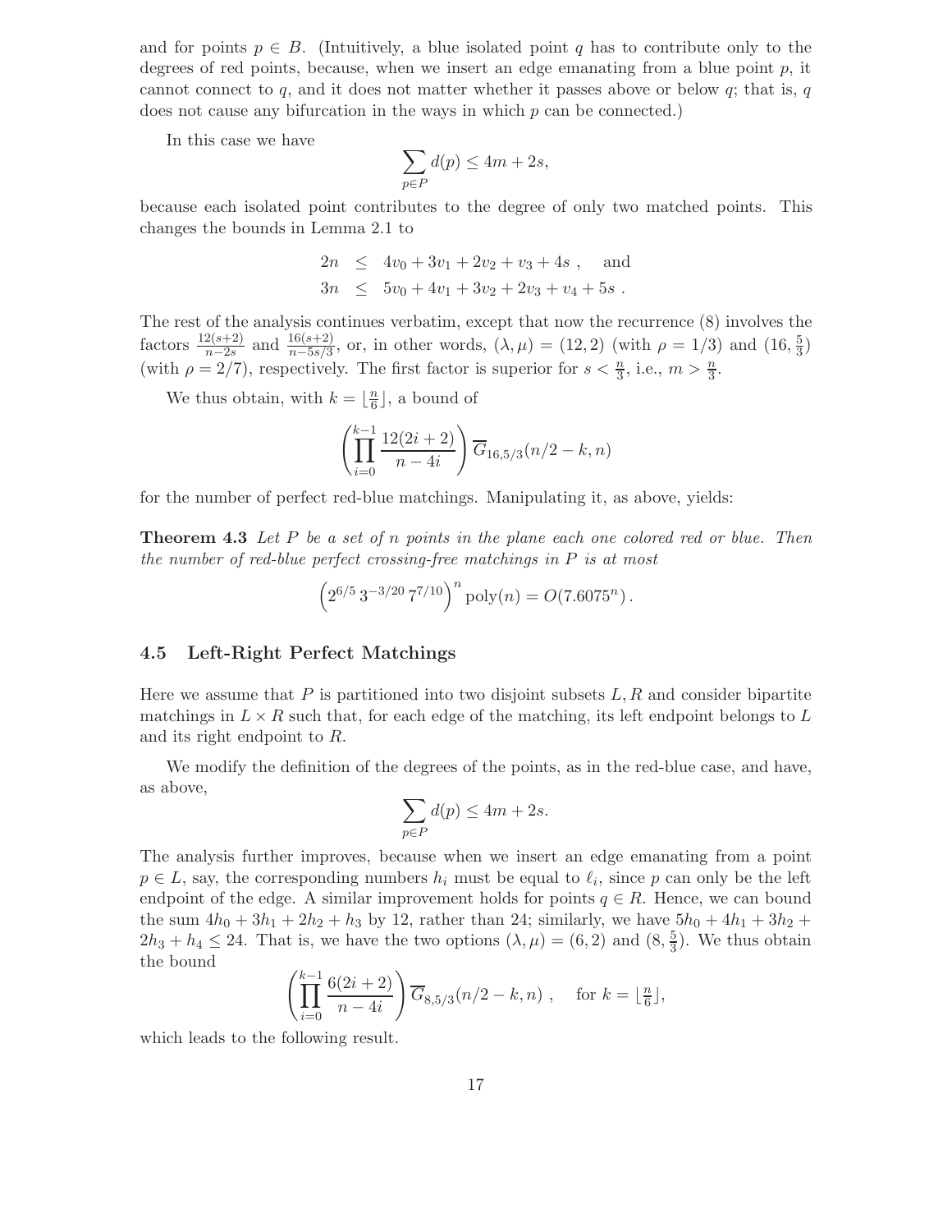and for points $p \in B$. (Intuitively, a blue isolated point $q$ has to contribute only to the degrees of red points, because, when we insert an edge emanating from a blue point $p$, it cannot connect to $q$, and it does not matter whether it passes above or below $q$; that is, $q$ does not cause any bifurcation in the ways in which $p$ can be connected.)

In this case we have

$$\sum_{p \in P} d(p) \leq 4m + 2s,$$

because each isolated point contributes to the degree of only two matched points. This changes the bounds in Lemma 2.1 to

$$\begin{aligned} 2n &\leq 4v_0 + 3v_1 + 2v_2 + v_3 + 4s \ , \quad \text{and} \\ 3n &\leq 5v_0 + 4v_1 + 3v_2 + 2v_3 + v_4 + 5s \ . \end{aligned}$$

The rest of the analysis continues verbatim, except that now the recurrence (8) involves the factors $\frac{12(s+2)}{n-2s}$ and $\frac{16(s+2)}{n-5s/3}$, or, in other words, $(\lambda, \mu) = (12, 2)$ (with $\rho = 1/3$) and $(16, \frac{5}{3})$ (with $\rho = 2/7$), respectively. The first factor is superior for $s < \frac{n}{3}$, i.e., $m > \frac{n}{3}$.

We thus obtain, with $k = \lfloor \frac{n}{6} \rfloor$, a bound of

$$\left( \prod_{i=0}^{k-1} \frac{12(2i+2)}{n-4i} \right) \overline{G}_{16,5/3}(n/2 - k, n)$$

for the number of perfect red-blue matchings. Manipulating it, as above, yields:

**Theorem 4.3** *Let $P$ be a set of $n$ points in the plane each one colored red or blue. Then the number of red-blue perfect crossing-free matchings in $P$ is at most*

$$\left(2^{6/5}\, 3^{-3/20}\, 7^{7/10}\right)^n \mathrm{poly}(n) = O(7.6075^n) \, .$$

### 4.5 Left-Right Perfect Matchings

Here we assume that $P$ is partitioned into two disjoint subsets $L, R$ and consider bipartite matchings in $L \times R$ such that, for each edge of the matching, its left endpoint belongs to $L$ and its right endpoint to $R$.

We modify the definition of the degrees of the points, as in the red-blue case, and have, as above,

$$\sum_{p \in P} d(p) \leq 4m + 2s.$$

The analysis further improves, because when we insert an edge emanating from a point $p \in L$, say, the corresponding numbers $h_i$ must be equal to $\ell_i$, since $p$ can only be the left endpoint of the edge. A similar improvement holds for points $q \in R$. Hence, we can bound the sum $4h_0 + 3h_1 + 2h_2 + h_3$ by 12, rather than 24; similarly, we have $5h_0 + 4h_1 + 3h_2 + 2h_3 + h_4 \leq 24$. That is, we have the two options $(\lambda, \mu) = (6, 2)$ and $(8, \frac{5}{3})$. We thus obtain the bound

$$\left( \prod_{i=0}^{k-1} \frac{6(2i+2)}{n-4i} \right) \overline{G}_{8,5/3}(n/2 - k, n) \ , \quad \text{for } k = \lfloor \tfrac{n}{6} \rfloor,$$

which leads to the following result.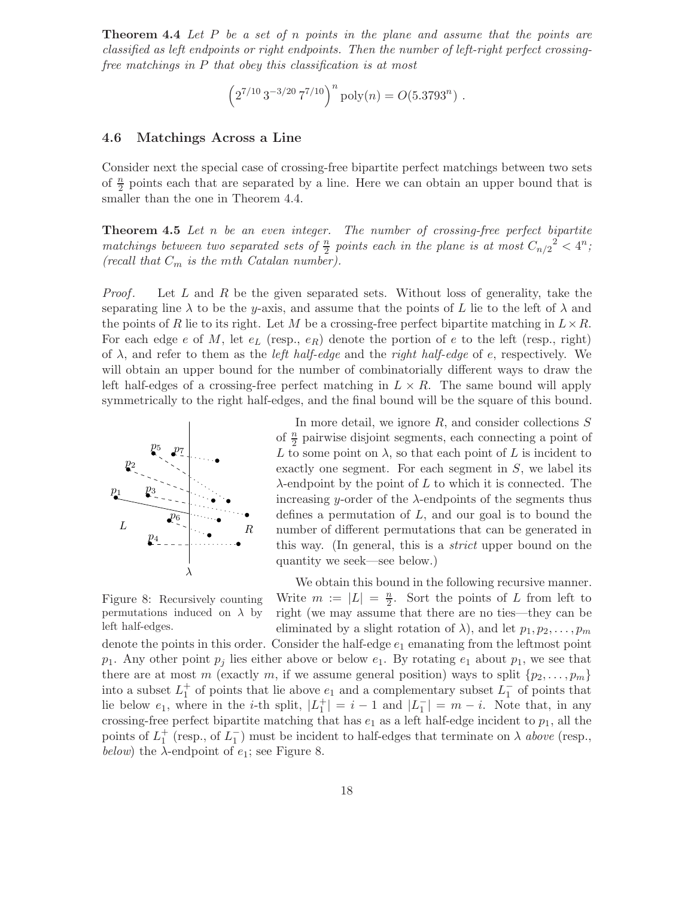**Theorem 4.4** *Let $P$ be a set of $n$ points in the plane and assume that the points are classified as left endpoints or right endpoints. Then the number of left-right perfect crossing-free matchings in $P$ that obey this classification is at most*

$$\left(2^{7/10}\,3^{-3/20}\,7^{7/10}\right)^n \operatorname{poly}(n) = O(5.3793^n)\ .$$

### 4.6 Matchings Across a Line

Consider next the special case of crossing-free bipartite perfect matchings between two sets of $\frac{n}{2}$ points each that are separated by a line. Here we can obtain an upper bound that is smaller than the one in Theorem 4.4.

**Theorem 4.5** *Let $n$ be an even integer. The number of crossing-free perfect bipartite matchings between two separated sets of $\frac{n}{2}$ points each in the plane is at most ${C_{n/2}}^2 < 4^n$; (recall that $C_m$ is the $m$th Catalan number).*

*Proof.* Let $L$ and $R$ be the given separated sets. Without loss of generality, take the separating line $\lambda$ to be the $y$-axis, and assume that the points of $L$ lie to the left of $\lambda$ and the points of $R$ lie to its right. Let $M$ be a crossing-free perfect bipartite matching in $L \times R$. For each edge $e$ of $M$, let $e_L$ (resp., $e_R$) denote the portion of $e$ to the left (resp., right) of $\lambda$, and refer to them as the *left half-edge* and the *right half-edge* of $e$, respectively. We will obtain an upper bound for the number of combinatorially different ways to draw the left half-edges of a crossing-free perfect matching in $L \times R$. The same bound will apply symmetrically to the right half-edges, and the final bound will be the square of this bound.

Figure 8: Recursively counting permutations induced on $\lambda$ by left half-edges.

In more detail, we ignore $R$, and consider collections $S$ of $\frac{n}{2}$ pairwise disjoint segments, each connecting a point of $L$ to some point on $\lambda$, so that each point of $L$ is incident to exactly one segment. For each segment in $S$, we label its $\lambda$-endpoint by the point of $L$ to which it is connected. The increasing $y$-order of the $\lambda$-endpoints of the segments thus defines a permutation of $L$, and our goal is to bound the number of different permutations that can be generated in this way. (In general, this is a *strict* upper bound on the quantity we seek—see below.)

We obtain this bound in the following recursive manner. Write $m := |L| = \frac{n}{2}$. Sort the points of $L$ from left to right (we may assume that there are no ties—they can be eliminated by a slight rotation of $\lambda$), and let $p_1, p_2, \ldots, p_m$ denote the points in this order. Consider the half-edge $e_1$ emanating from the leftmost point $p_1$. Any other point $p_j$ lies either above or below $e_1$. By rotating $e_1$ about $p_1$, we see that there are at most $m$ (exactly $m$, if we assume general position) ways to split $\{p_2, \ldots, p_m\}$ into a subset $L_1^+$ of points that lie above $e_1$ and a complementary subset $L_1^-$ of points that lie below $e_1$, where in the $i$-th split, $|L_1^+| = i - 1$ and $|L_1^-| = m - i$. Note that, in any crossing-free perfect bipartite matching that has $e_1$ as a left half-edge incident to $p_1$, all the points of $L_1^+$ (resp., of $L_1^-$) must be incident to half-edges that terminate on $\lambda$ *above* (resp., *below*) the $\lambda$-endpoint of $e_1$; see Figure 8.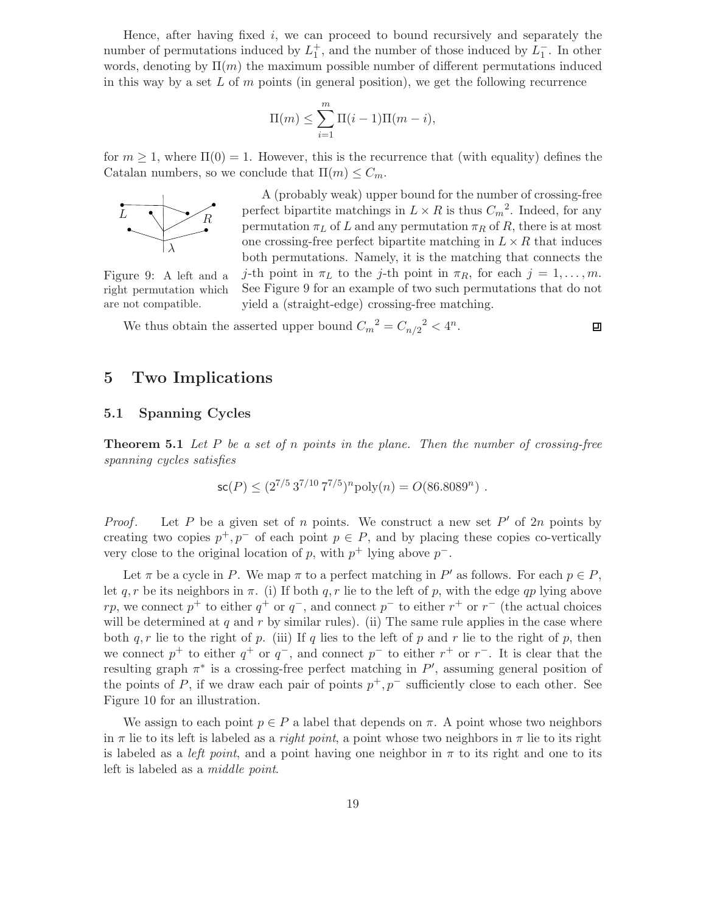Hence, after having fixed $i$, we can proceed to bound recursively and separately the number of permutations induced by $L_1^+$, and the number of those induced by $L_1^-$. In other words, denoting by $\Pi(m)$ the maximum possible number of different permutations induced in this way by a set $L$ of $m$ points (in general position), we get the following recurrence

$$\Pi(m) \leq \sum_{i=1}^{m} \Pi(i-1)\Pi(m-i),$$

for $m \geq 1$, where $\Pi(0) = 1$. However, this is the recurrence that (with equality) defines the Catalan numbers, so we conclude that $\Pi(m) \leq C_m$.

Figure 9: A left and a right permutation which are not compatible.

A (probably weak) upper bound for the number of crossing-free perfect bipartite matchings in $L \times R$ is thus ${C_m}^2$. Indeed, for any permutation $\pi_L$ of $L$ and any permutation $\pi_R$ of $R$, there is at most one crossing-free perfect bipartite matching in $L \times R$ that induces both permutations. Namely, it is the matching that connects the $j$-th point in $\pi_L$ to the $j$-th point in $\pi_R$, for each $j = 1, \ldots, m$. See Figure 9 for an example of two such permutations that do not yield a (straight-edge) crossing-free matching.

We thus obtain the asserted upper bound ${C_m}^2 = {C_{n/2}}^2 < 4^n$. ◻

# 5 Two Implications

## 5.1 Spanning Cycles

**Theorem 5.1** *Let $P$ be a set of $n$ points in the plane. Then the number of crossing-free spanning cycles satisfies*

$$\mathsf{sc}(P) \leq (2^{7/5}\, 3^{7/10}\, 7^{7/5})^n \mathrm{poly}(n) = O(86.8089^n) \ .$$

*Proof.* Let $P$ be a given set of $n$ points. We construct a new set $P'$ of $2n$ points by creating two copies $p^+, p^-$ of each point $p \in P$, and by placing these copies co-vertically very close to the original location of $p$, with $p^+$ lying above $p^-$.

Let $\pi$ be a cycle in $P$. We map $\pi$ to a perfect matching in $P'$ as follows. For each $p \in P$, let $q, r$ be its neighbors in $\pi$. (i) If both $q, r$ lie to the left of $p$, with the edge $qp$ lying above $rp$, we connect $p^+$ to either $q^+$ or $q^-$, and connect $p^-$ to either $r^+$ or $r^-$ (the actual choices will be determined at $q$ and $r$ by similar rules). (ii) The same rule applies in the case where both $q, r$ lie to the right of $p$. (iii) If $q$ lies to the left of $p$ and $r$ lie to the right of $p$, then we connect $p^+$ to either $q^+$ or $q^-$, and connect $p^-$ to either $r^+$ or $r^-$. It is clear that the resulting graph $\pi^*$ is a crossing-free perfect matching in $P'$, assuming general position of the points of $P$, if we draw each pair of points $p^+, p^-$ sufficiently close to each other. See Figure 10 for an illustration.

We assign to each point $p \in P$ a label that depends on $\pi$. A point whose two neighbors in $\pi$ lie to its left is labeled as a *right point*, a point whose two neighbors in $\pi$ lie to its right is labeled as a *left point*, and a point having one neighbor in $\pi$ to its right and one to its left is labeled as a *middle point*.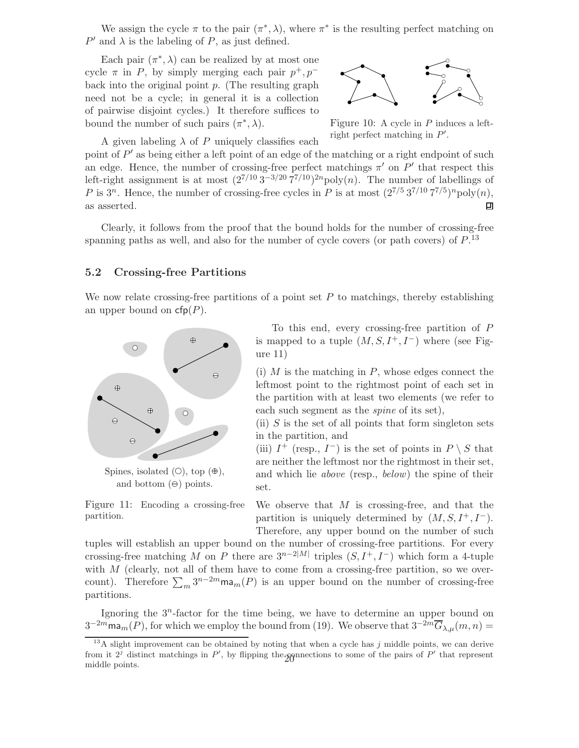We assign the cycle $\pi$ to the pair $(\pi^*, \lambda)$, where $\pi^*$ is the resulting perfect matching on $P'$ and $\lambda$ is the labeling of $P$, as just defined.

Each pair $(\pi^*, \lambda)$ can be realized by at most one cycle $\pi$ in $P$, by simply merging each pair $p^+, p^-$ back into the original point $p$. (The resulting graph need not be a cycle; in general it is a collection of pairwise disjoint cycles.) It therefore suffices to bound the number of such pairs $(\pi^*, \lambda)$.

Figure 10: A cycle in $P$ induces a left-right perfect matching in $P'$.

A given labeling $\lambda$ of $P$ uniquely classifies each point of $P'$ as being either a left point of an edge of the matching or a right endpoint of such an edge. Hence, the number of crossing-free perfect matchings $\pi'$ on $P'$ that respect this left-right assignment is at most $(2^{7/10}\,3^{-3/20}\,7^{7/10})^{2n}\mathrm{poly}(n)$. The number of labellings of $P$ is $3^n$. Hence, the number of crossing-free cycles in $P$ is at most $(2^{7/5}\,3^{7/10}\,7^{7/5})^{n}\mathrm{poly}(n)$, as asserted. ◻

Clearly, it follows from the proof that the bound holds for the number of crossing-free spanning paths as well, and also for the number of cycle covers (or path covers) of $P$.[13]

## 5.2 Crossing-free Partitions

We now relate crossing-free partitions of a point set $P$ to matchings, thereby establishing an upper bound on $\mathsf{cfp}(P)$.

Spines, isolated (○), top (⊕), and bottom (⊖) points.

Figure 11: Encoding a crossing-free partition.

To this end, every crossing-free partition of $P$ is mapped to a tuple $(M, S, I^+, I^-)$ where (see Figure 11)

(i) $M$ is the matching in $P$, whose edges connect the leftmost point to the rightmost point of each set in the partition with at least two elements (we refer to each such segment as the *spine* of its set),
(ii) $S$ is the set of all points that form singleton sets in the partition, and
(iii) $I^+$ (resp., $I^-$) is the set of points in $P \setminus S$ that are neither the leftmost nor the rightmost in their set, and which lie *above* (resp., *below*) the spine of their set.

We observe that $M$ is crossing-free, and that the partition is uniquely determined by $(M, S, I^+, I^-)$. Therefore, any upper bound on the number of such tuples will establish an upper bound on the number of crossing-free partitions. For every crossing-free matching $M$ on $P$ there are $3^{n-2|M|}$ triples $(S, I^+, I^-)$ which form a 4-tuple with $M$ (clearly, not all of them have to come from a crossing-free partition, so we overcount). Therefore $\sum_m 3^{n-2m}\mathsf{ma}_m(P)$ is an upper bound on the number of crossing-free partitions.

Ignoring the $3^n$-factor for the time being, we have to determine an upper bound on $3^{-2m}\mathsf{ma}_m(P)$, for which we employ the bound from (19). We observe that $3^{-2m}\overline{G}_{\lambda,\mu}(m,n) =$

[13] A slight improvement can be obtained by noting that when a cycle has $j$ middle points, we can derive from it $2^j$ distinct matchings in $P'$, by flipping the connections to some of the pairs of $P'$ that represent middle points.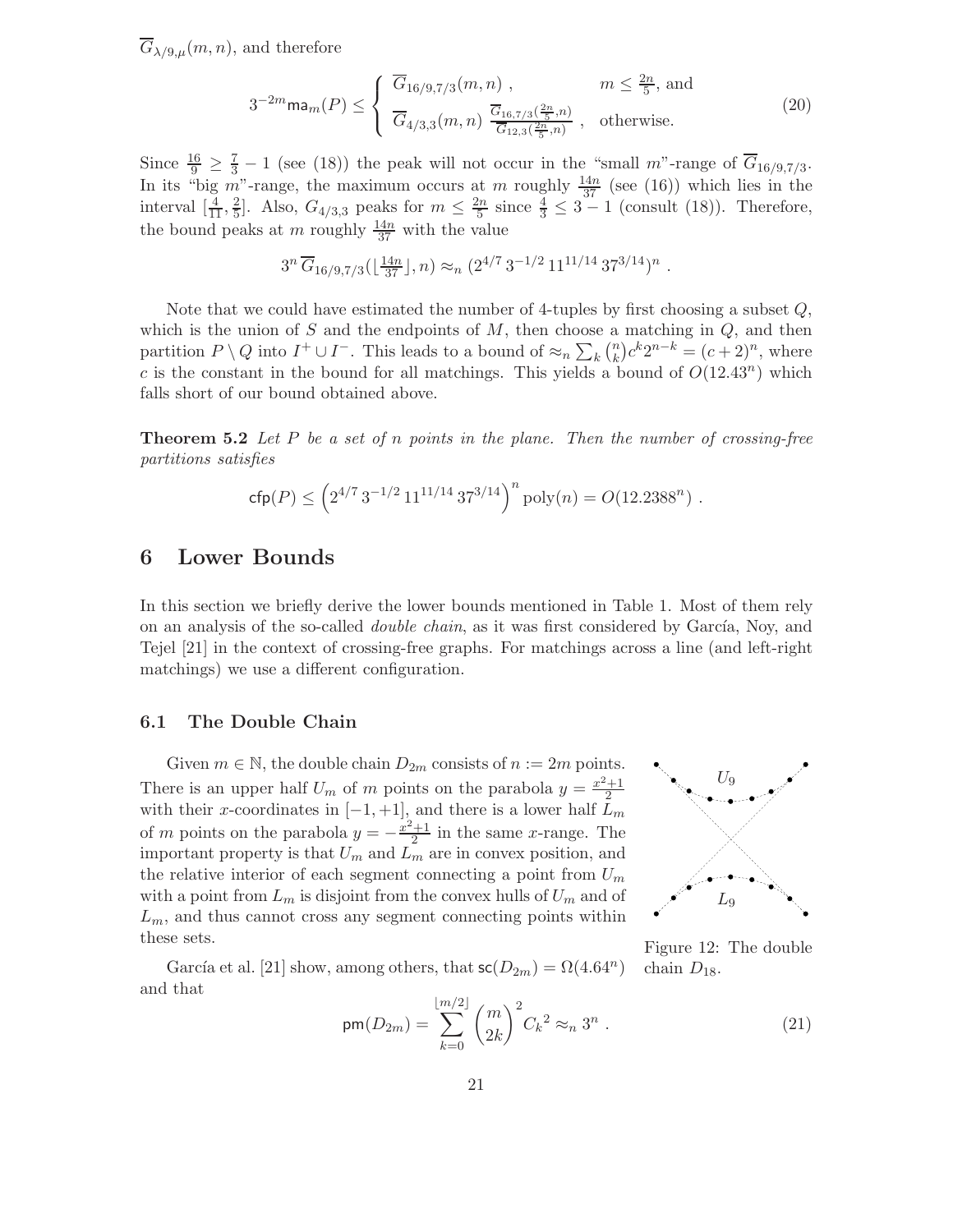$\overline{G}_{\lambda/9,\mu}(m,n)$, and therefore

$$3^{-2m}\mathsf{ma}_m(P) \le \begin{cases} \overline{G}_{16/9,7/3}(m,n)\ , & m \le \frac{2n}{5},\ \text{and} \\ \overline{G}_{4/3,3}(m,n)\ \frac{\overline{G}_{16,7/3}(\frac{2n}{5},n)}{\overline{G}_{12,3}(\frac{2n}{5},n)}\ , & \text{otherwise.} \end{cases} \tag{20}$$

Since $\frac{16}{9} \ge \frac{7}{3} - 1$ (see (18)) the peak will not occur in the "small $m$"-range of $\overline{G}_{16/9,7/3}$. In its "big $m$"-range, the maximum occurs at $m$ roughly $\frac{14n}{37}$ (see (16)) which lies in the interval $[\frac{4}{11}, \frac{2}{5}]$. Also, $G_{4/3,3}$ peaks for $m \le \frac{2n}{5}$ since $\frac{4}{3} \le 3 - 1$ (consult (18)). Therefore, the bound peaks at $m$ roughly $\frac{14n}{37}$ with the value

$$3^n\, \overline{G}_{16/9,7/3}(\lfloor \tfrac{14n}{37} \rfloor, n) \approx_n (2^{4/7}\, 3^{-1/2}\, 11^{11/14}\, 37^{3/14})^n\ .$$

Note that we could have estimated the number of 4-tuples by first choosing a subset $Q$, which is the union of $S$ and the endpoints of $M$, then choose a matching in $Q$, and then partition $P \setminus Q$ into $I^+ \cup I^-$. This leads to a bound of $\approx_n \sum_k \binom{n}{k} c^k 2^{n-k} = (c+2)^n$, where $c$ is the constant in the bound for all matchings. This yields a bound of $O(12.43^n)$ which falls short of our bound obtained above.

**Theorem 5.2** *Let $P$ be a set of $n$ points in the plane. Then the number of crossing-free partitions satisfies*

$$\mathsf{cfp}(P) \le \left(2^{4/7}\, 3^{-1/2}\, 11^{11/14}\, 37^{3/14}\right)^n \mathrm{poly}(n) = O(12.2388^n)\ .$$

# 6 Lower Bounds

In this section we briefly derive the lower bounds mentioned in Table 1. Most of them rely on an analysis of the so-called *double chain*, as it was first considered by García, Noy, and Tejel [21] in the context of crossing-free graphs. For matchings across a line (and left-right matchings) we use a different configuration.

## 6.1 The Double Chain

Given $m \in \mathbb{N}$, the double chain $D_{2m}$ consists of $n := 2m$ points. There is an upper half $U_m$ of $m$ points on the parabola $y = \frac{x^2+1}{2}$ with their $x$-coordinates in $[-1, +1]$, and there is a lower half $L_m$ of $m$ points on the parabola $y = -\frac{x^2+1}{2}$ in the same $x$-range. The important property is that $U_m$ and $L_m$ are in convex position, and the relative interior of each segment connecting a point from $U_m$ with a point from $L_m$ is disjoint from the convex hulls of $U_m$ and of $L_m$, and thus cannot cross any segment connecting points within these sets.

Figure 12: The double chain $D_{18}$.

García et al. [21] show, among others, that $\mathsf{sc}(D_{2m}) = \Omega(4.64^n)$ and that

$$\mathsf{pm}(D_{2m}) = \sum_{k=0}^{\lfloor m/2 \rfloor} \binom{m}{2k}^2 C_k{}^2 \approx_n 3^n\ . \tag{21}$$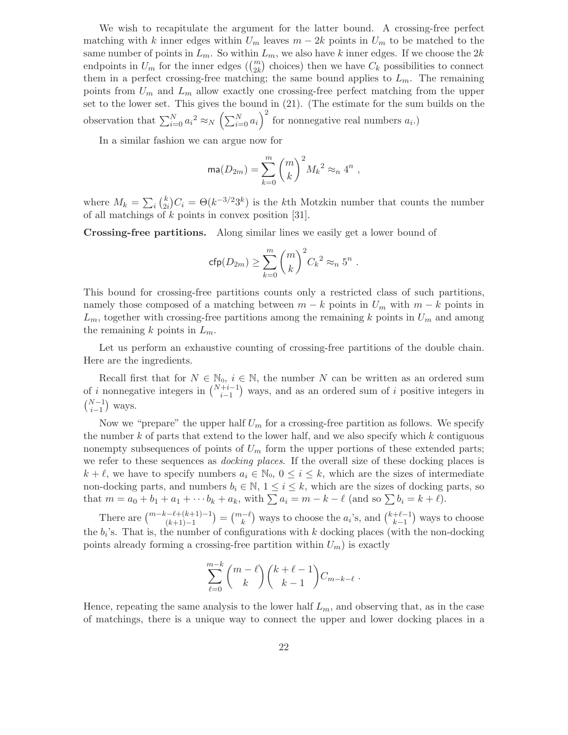We wish to recapitulate the argument for the latter bound. A crossing-free perfect matching with $k$ inner edges within $U_m$ leaves $m - 2k$ points in $U_m$ to be matched to the same number of points in $L_m$. So within $L_m$, we also have $k$ inner edges. If we choose the $2k$ endpoints in $U_m$ for the inner edges ($\binom{m}{2k}$ choices) then we have $C_k$ possibilities to connect them in a perfect crossing-free matching; the same bound applies to $L_m$. The remaining points from $U_m$ and $L_m$ allow exactly one crossing-free perfect matching from the upper set to the lower set. This gives the bound in (21). (The estimate for the sum builds on the observation that $\sum_{i=0}^{N} a_i{}^2 \approx_N \left(\sum_{i=0}^{N} a_i\right)^2$ for nonnegative real numbers $a_i$.)

In a similar fashion we can argue now for

$$\mathsf{ma}(D_{2m}) = \sum_{k=0}^{m} \binom{m}{k}^2 {M_k}^2 \approx_n 4^n ,$$

where $M_k = \sum_i \binom{k}{2i} C_i = \Theta(k^{-3/2} 3^k)$ is the $k$th Motzkin number that counts the number of all matchings of $k$ points in convex position [31].

**Crossing-free partitions.** Along similar lines we easily get a lower bound of

$$\mathsf{cfp}(D_{2m}) \geq \sum_{k=0}^{m} \binom{m}{k}^2 {C_k}^2 \approx_n 5^n .$$

This bound for crossing-free partitions counts only a restricted class of such partitions, namely those composed of a matching between $m - k$ points in $U_m$ with $m - k$ points in $L_m$, together with crossing-free partitions among the remaining $k$ points in $U_m$ and among the remaining $k$ points in $L_m$.

Let us perform an exhaustive counting of crossing-free partitions of the double chain. Here are the ingredients.

Recall first that for $N \in \mathbb{N}_0$, $i \in \mathbb{N}$, the number $N$ can be written as an ordered sum of $i$ nonnegative integers in $\binom{N+i-1}{i-1}$ ways, and as an ordered sum of $i$ positive integers in $\binom{N-1}{i-1}$ ways.

Now we "prepare" the upper half $U_m$ for a crossing-free partition as follows. We specify the number $k$ of parts that extend to the lower half, and we also specify which $k$ contiguous nonempty subsequences of points of $U_m$ form the upper portions of these extended parts; we refer to these sequences as *docking places*. If the overall size of these docking places is $k + \ell$, we have to specify numbers $a_i \in \mathbb{N}_0$, $0 \leq i \leq k$, which are the sizes of intermediate non-docking parts, and numbers $b_i \in \mathbb{N}$, $1 \leq i \leq k$, which are the sizes of docking parts, so that $m = a_0 + b_1 + a_1 + \cdots b_k + a_k$, with $\sum a_i = m - k - \ell$ (and so $\sum b_i = k + \ell$).

There are $\binom{m-k-\ell+(k+1)-1}{(k+1)-1} = \binom{m-\ell}{k}$ ways to choose the $a_i$'s, and $\binom{k+\ell-1}{k-1}$ ways to choose the $b_i$'s. That is, the number of configurations with $k$ docking places (with the non-docking points already forming a crossing-free partition within $U_m$) is exactly

$$\sum_{\ell=0}^{m-k} \binom{m-\ell}{k} \binom{k+\ell-1}{k-1} C_{m-k-\ell} .$$

Hence, repeating the same analysis to the lower half $L_m$, and observing that, as in the case of matchings, there is a unique way to connect the upper and lower docking places in a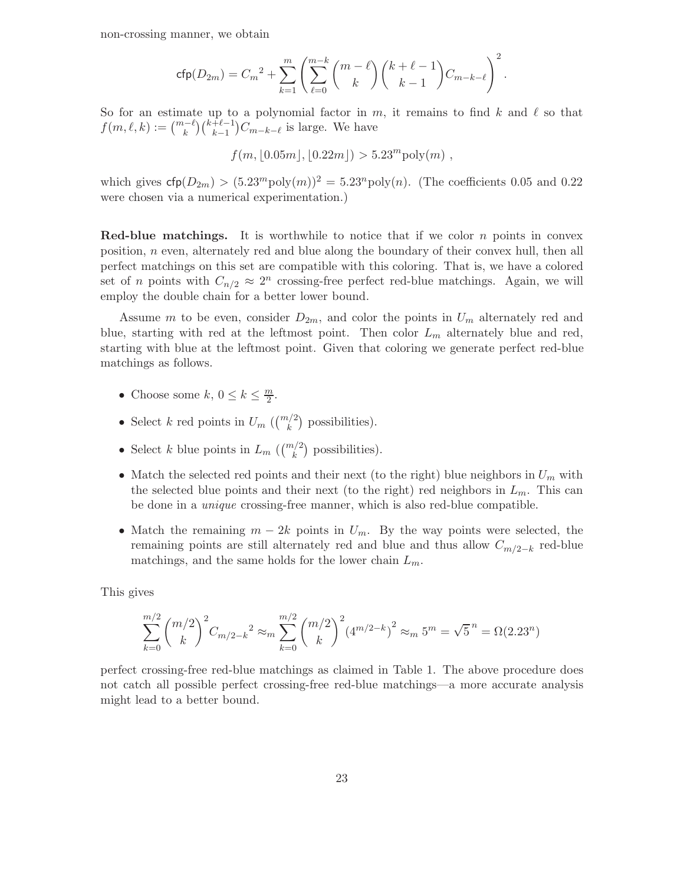non-crossing manner, we obtain

$$\mathsf{cfp}(D_{2m}) = {C_m}^2 + \sum_{k=1}^{m} \left( \sum_{\ell=0}^{m-k} \binom{m-\ell}{k} \binom{k+\ell-1}{k-1} C_{m-k-\ell} \right)^2 .$$

So for an estimate up to a polynomial factor in $m$, it remains to find $k$ and $\ell$ so that $f(m,\ell,k) := \binom{m-\ell}{k}\binom{k+\ell-1}{k-1} C_{m-k-\ell}$ is large. We have

$$f(m, \lfloor 0.05m \rfloor, \lfloor 0.22m \rfloor) > 5.23^m \mathrm{poly}(m) ,$$

which gives $\mathsf{cfp}(D_{2m}) > (5.23^m \mathrm{poly}(m))^2 = 5.23^n \mathrm{poly}(n)$. (The coefficients 0.05 and 0.22 were chosen via a numerical experimentation.)

**Red-blue matchings.** It is worthwhile to notice that if we color $n$ points in convex position, $n$ even, alternately red and blue along the boundary of their convex hull, then all perfect matchings on this set are compatible with this coloring. That is, we have a colored set of $n$ points with $C_{n/2} \approx 2^n$ crossing-free perfect red-blue matchings. Again, we will employ the double chain for a better lower bound.

Assume $m$ to be even, consider $D_{2m}$, and color the points in $U_m$ alternately red and blue, starting with red at the leftmost point. Then color $L_m$ alternately blue and red, starting with blue at the leftmost point. Given that coloring we generate perfect red-blue matchings as follows.

- Choose some $k$, $0 \le k \le \frac{m}{2}$.
- Select $k$ red points in $U_m$ ($\binom{m/2}{k}$ possibilities).
- Select $k$ blue points in $L_m$ ($\binom{m/2}{k}$ possibilities).
- Match the selected red points and their next (to the right) blue neighbors in $U_m$ with the selected blue points and their next (to the right) red neighbors in $L_m$. This can be done in a *unique* crossing-free manner, which is also red-blue compatible.
- Match the remaining $m - 2k$ points in $U_m$. By the way points were selected, the remaining points are still alternately red and blue and thus allow $C_{m/2-k}$ red-blue matchings, and the same holds for the lower chain $L_m$.

This gives

$$\sum_{k=0}^{m/2} \binom{m/2}{k}^2 {C_{m/2-k}}^2 \approx_m \sum_{k=0}^{m/2} \binom{m/2}{k}^2 \left(4^{m/2-k}\right)^2 \approx_m 5^m = \sqrt{5}^{\,n} = \Omega(2.23^n)$$

perfect crossing-free red-blue matchings as claimed in Table 1. The above procedure does not catch all possible perfect crossing-free red-blue matchings—a more accurate analysis might lead to a better bound.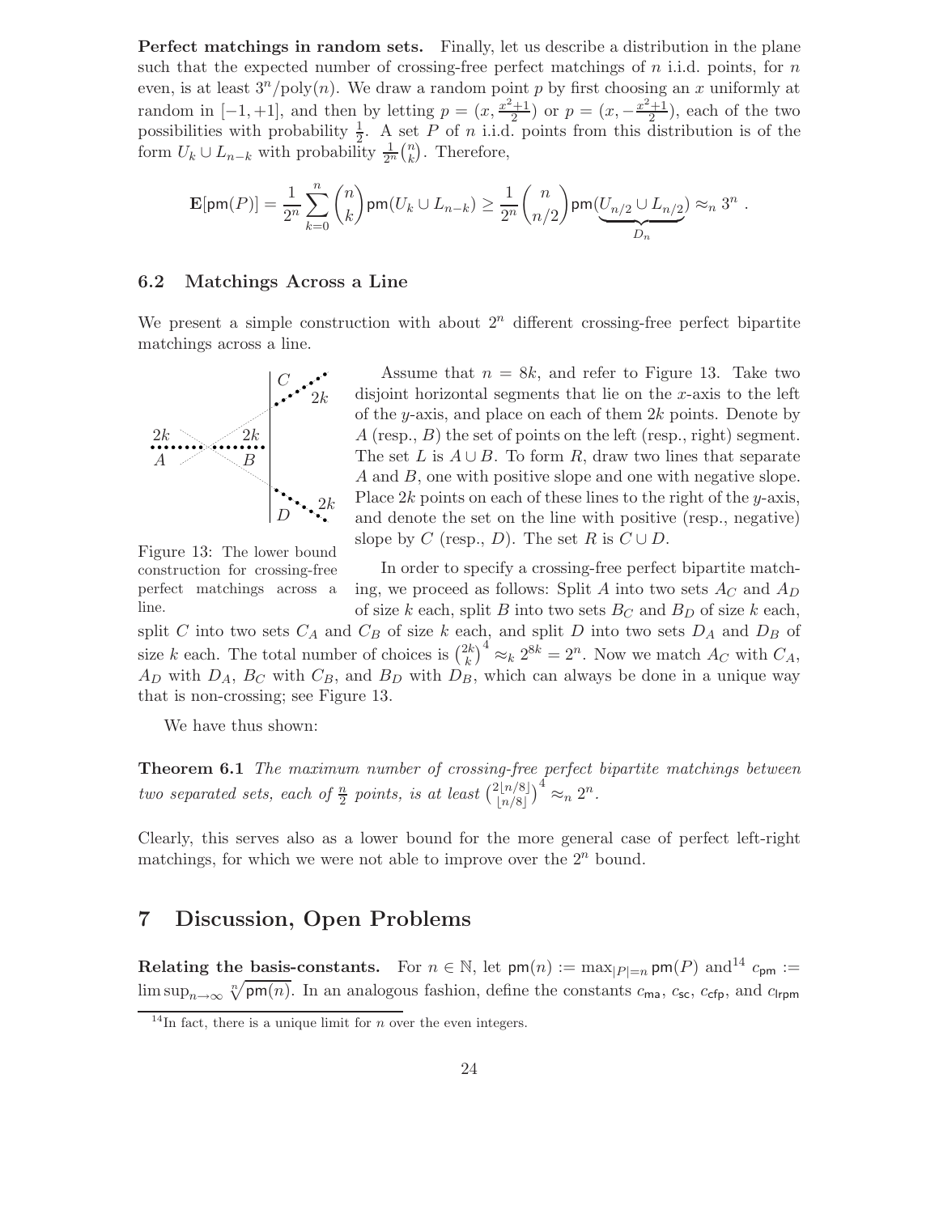**Perfect matchings in random sets.** Finally, let us describe a distribution in the plane such that the expected number of crossing-free perfect matchings of $n$ i.i.d. points, for $n$ even, is at least $3^n/\text{poly}(n)$. We draw a random point $p$ by first choosing an $x$ uniformly at random in $[-1, +1]$, and then by letting $p = (x, \frac{x^2+1}{2})$ or $p = (x, -\frac{x^2+1}{2})$, each of the two possibilities with probability $\frac{1}{2}$. A set $P$ of $n$ i.i.d. points from this distribution is of the form $U_k \cup L_{n-k}$ with probability $\frac{1}{2^n}\binom{n}{k}$. Therefore,

$$\mathbf{E}[\mathsf{pm}(P)] = \frac{1}{2^n}\sum_{k=0}^{n}\binom{n}{k}\mathsf{pm}(U_k \cup L_{n-k}) \geq \frac{1}{2^n}\binom{n}{n/2}\mathsf{pm}(\underbrace{U_{n/2} \cup L_{n/2}}_{D_n}) \approx_n 3^n .$$

### 6.2 Matchings Across a Line

We present a simple construction with about $2^n$ different crossing-free perfect bipartite matchings across a line.

Assume that $n = 8k$, and refer to Figure 13. Take two disjoint horizontal segments that lie on the $x$-axis to the left of the $y$-axis, and place on each of them $2k$ points. Denote by $A$ (resp., $B$) the set of points on the left (resp., right) segment. The set $L$ is $A \cup B$. To form $R$, draw two lines that separate $A$ and $B$, one with positive slope and one with negative slope. Place $2k$ points on each of these lines to the right of the $y$-axis, and denote the set on the line with positive (resp., negative) slope by $C$ (resp., $D$). The set $R$ is $C \cup D$.

Figure 13: The lower bound construction for crossing-free perfect matchings across a line.

In order to specify a crossing-free perfect bipartite matching, we proceed as follows: Split $A$ into two sets $A_C$ and $A_D$ of size $k$ each, split $B$ into two sets $B_C$ and $B_D$ of size $k$ each, split $C$ into two sets $C_A$ and $C_B$ of size $k$ each, and split $D$ into two sets $D_A$ and $D_B$ of size $k$ each. The total number of choices is $\binom{2k}{k}^4 \approx_k 2^{8k} = 2^n$. Now we match $A_C$ with $C_A$, $A_D$ with $D_A$, $B_C$ with $C_B$, and $B_D$ with $D_B$, which can always be done in a unique way that is non-crossing; see Figure 13.

We have thus shown:

**Theorem 6.1** *The maximum number of crossing-free perfect bipartite matchings between two separated sets, each of $\frac{n}{2}$ points, is at least $\binom{2\lfloor n/8\rfloor}{\lfloor n/8\rfloor}^4 \approx_n 2^n$.*

Clearly, this serves also as a lower bound for the more general case of perfect left-right matchings, for which we were not able to improve over the $2^n$ bound.

## 7 Discussion, Open Problems

**Relating the basis-constants.** For $n \in \mathbb{N}$, let $\mathsf{pm}(n) := \max_{|P|=n}\mathsf{pm}(P)$ and[14] $c_{\mathsf{pm}} := \limsup_{n\to\infty}\sqrt[n]{\mathsf{pm}(n)}$. In an analogous fashion, define the constants $c_{\mathsf{ma}}$, $c_{\mathsf{sc}}$, $c_{\mathsf{cfp}}$, and $c_{\mathsf{lrpm}}$

[14] In fact, there is a unique limit for $n$ over the even integers.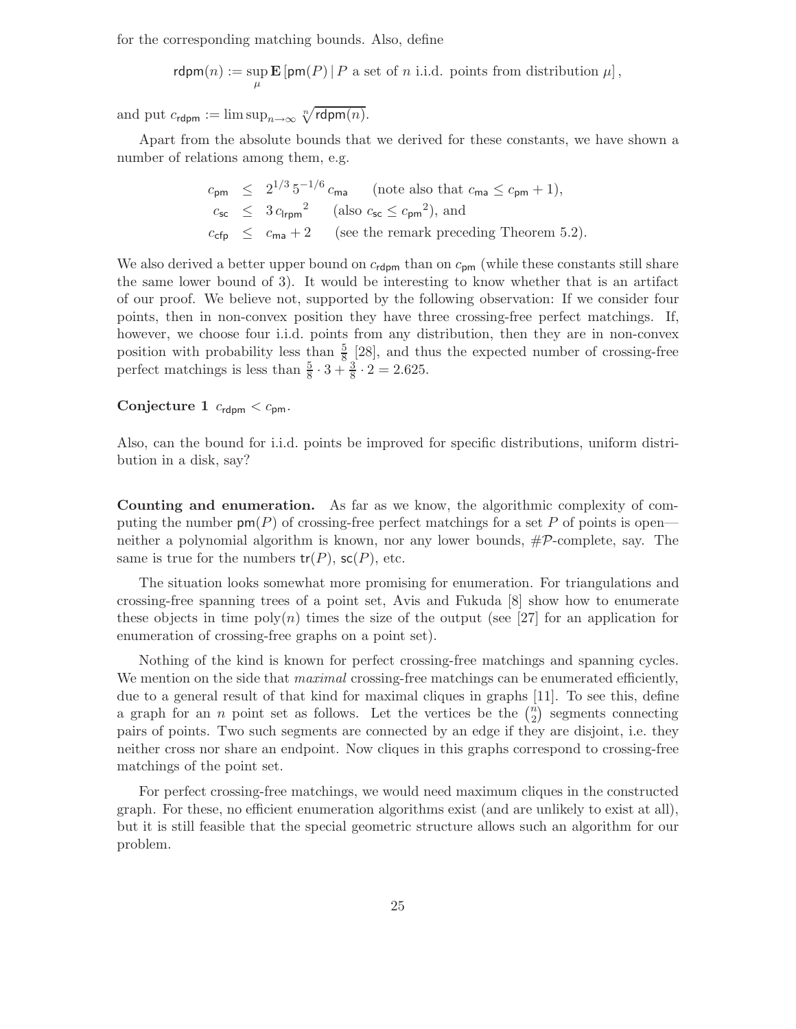for the corresponding matching bounds. Also, define

$$\mathsf{rdpm}(n) := \sup_{\mu} \mathbf{E}\left[\mathsf{pm}(P) \,|\, P \text{ a set of } n \text{ i.i.d. points from distribution } \mu\right],$$

and put $c_{\mathsf{rdpm}} := \limsup_{n\to\infty} \sqrt[n]{\mathsf{rdpm}(n)}$.

Apart from the absolute bounds that we derived for these constants, we have shown a number of relations among them, e.g.

$$\begin{aligned}
c_{\mathsf{pm}} &\leq 2^{1/3}\,5^{-1/6}\,c_{\mathsf{ma}} && \text{(note also that } c_{\mathsf{ma}} \leq c_{\mathsf{pm}}+1\text{)},\\
c_{\mathsf{sc}} &\leq 3\,{c_{\mathsf{lrpm}}}^2 && \text{(also } c_{\mathsf{sc}} \leq {c_{\mathsf{pm}}}^2\text{), and}\\
c_{\mathsf{cfp}} &\leq c_{\mathsf{ma}}+2 && \text{(see the remark preceding Theorem 5.2).}
\end{aligned}$$

We also derived a better upper bound on $c_{\mathsf{rdpm}}$ than on $c_{\mathsf{pm}}$ (while these constants still share the same lower bound of 3). It would be interesting to know whether that is an artifact of our proof. We believe not, supported by the following observation: If we consider four points, then in non-convex position they have three crossing-free perfect matchings. If, however, we choose four i.i.d. points from any distribution, then they are in non-convex position with probability less than $\frac{5}{8}$ [28], and thus the expected number of crossing-free perfect matchings is less than $\frac{5}{8}\cdot 3 + \frac{3}{8}\cdot 2 = 2.625$.

**Conjecture 1** $c_{\mathsf{rdpm}} < c_{\mathsf{pm}}$.

Also, can the bound for i.i.d. points be improved for specific distributions, uniform distribution in a disk, say?

**Counting and enumeration.** As far as we know, the algorithmic complexity of computing the number $\mathsf{pm}(P)$ of crossing-free perfect matchings for a set $P$ of points is open—neither a polynomial algorithm is known, nor any lower bounds, $\#\mathcal{P}$-complete, say. The same is true for the numbers $\mathsf{tr}(P)$, $\mathsf{sc}(P)$, etc.

The situation looks somewhat more promising for enumeration. For triangulations and crossing-free spanning trees of a point set, Avis and Fukuda [8] show how to enumerate these objects in time $\mathrm{poly}(n)$ times the size of the output (see [27] for an application for enumeration of crossing-free graphs on a point set).

Nothing of the kind is known for perfect crossing-free matchings and spanning cycles. We mention on the side that *maximal* crossing-free matchings can be enumerated efficiently, due to a general result of that kind for maximal cliques in graphs [11]. To see this, define a graph for an $n$ point set as follows. Let the vertices be the $\binom{n}{2}$ segments connecting pairs of points. Two such segments are connected by an edge if they are disjoint, i.e. they neither cross nor share an endpoint. Now cliques in this graphs correspond to crossing-free matchings of the point set.

For perfect crossing-free matchings, we would need maximum cliques in the constructed graph. For these, no efficient enumeration algorithms exist (and are unlikely to exist at all), but it is still feasible that the special geometric structure allows such an algorithm for our problem.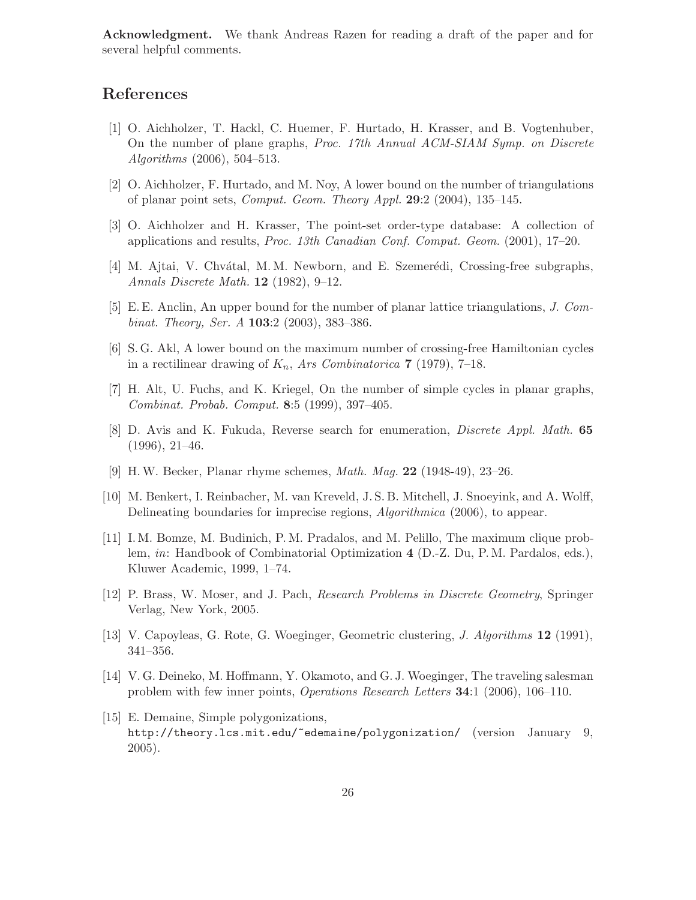**Acknowledgment.** We thank Andreas Razen for reading a draft of the paper and for several helpful comments.

# References

[1] O. Aichholzer, T. Hackl, C. Huemer, F. Hurtado, H. Krasser, and B. Vogtenhuber, On the number of plane graphs, *Proc. 17th Annual ACM-SIAM Symp. on Discrete Algorithms* (2006), 504–513.

[2] O. Aichholzer, F. Hurtado, and M. Noy, A lower bound on the number of triangulations of planar point sets, *Comput. Geom. Theory Appl.* **29**:2 (2004), 135–145.

[3] O. Aichholzer and H. Krasser, The point-set order-type database: A collection of applications and results, *Proc. 13th Canadian Conf. Comput. Geom.* (2001), 17–20.

[4] M. Ajtai, V. Chvátal, M. M. Newborn, and E. Szemerédi, Crossing-free subgraphs, *Annals Discrete Math.* **12** (1982), 9–12.

[5] E. E. Anclin, An upper bound for the number of planar lattice triangulations, *J. Combinat. Theory, Ser. A* **103**:2 (2003), 383–386.

[6] S. G. Akl, A lower bound on the maximum number of crossing-free Hamiltonian cycles in a rectilinear drawing of $K_n$, *Ars Combinatorica* **7** (1979), 7–18.

[7] H. Alt, U. Fuchs, and K. Kriegel, On the number of simple cycles in planar graphs, *Combinat. Probab. Comput.* **8**:5 (1999), 397–405.

[8] D. Avis and K. Fukuda, Reverse search for enumeration, *Discrete Appl. Math.* **65** (1996), 21–46.

[9] H. W. Becker, Planar rhyme schemes, *Math. Mag.* **22** (1948-49), 23–26.

[10] M. Benkert, I. Reinbacher, M. van Kreveld, J. S. B. Mitchell, J. Snoeyink, and A. Wolff, Delineating boundaries for imprecise regions, *Algorithmica* (2006), to appear.

[11] I. M. Bomze, M. Budinich, P. M. Pradalos, and M. Pelillo, The maximum clique problem, *in*: Handbook of Combinatorial Optimization **4** (D.-Z. Du, P. M. Pardalos, eds.), Kluwer Academic, 1999, 1–74.

[12] P. Brass, W. Moser, and J. Pach, *Research Problems in Discrete Geometry*, Springer Verlag, New York, 2005.

[13] V. Capoyleas, G. Rote, G. Woeginger, Geometric clustering, *J. Algorithms* **12** (1991), 341–356.

[14] V. G. Deineko, M. Hoffmann, Y. Okamoto, and G. J. Woeginger, The traveling salesman problem with few inner points, *Operations Research Letters* **34**:1 (2006), 106–110.

[15] E. Demaine, Simple polygonizations, `http://theory.lcs.mit.edu/~edemaine/polygonization/` (version January 9, 2005).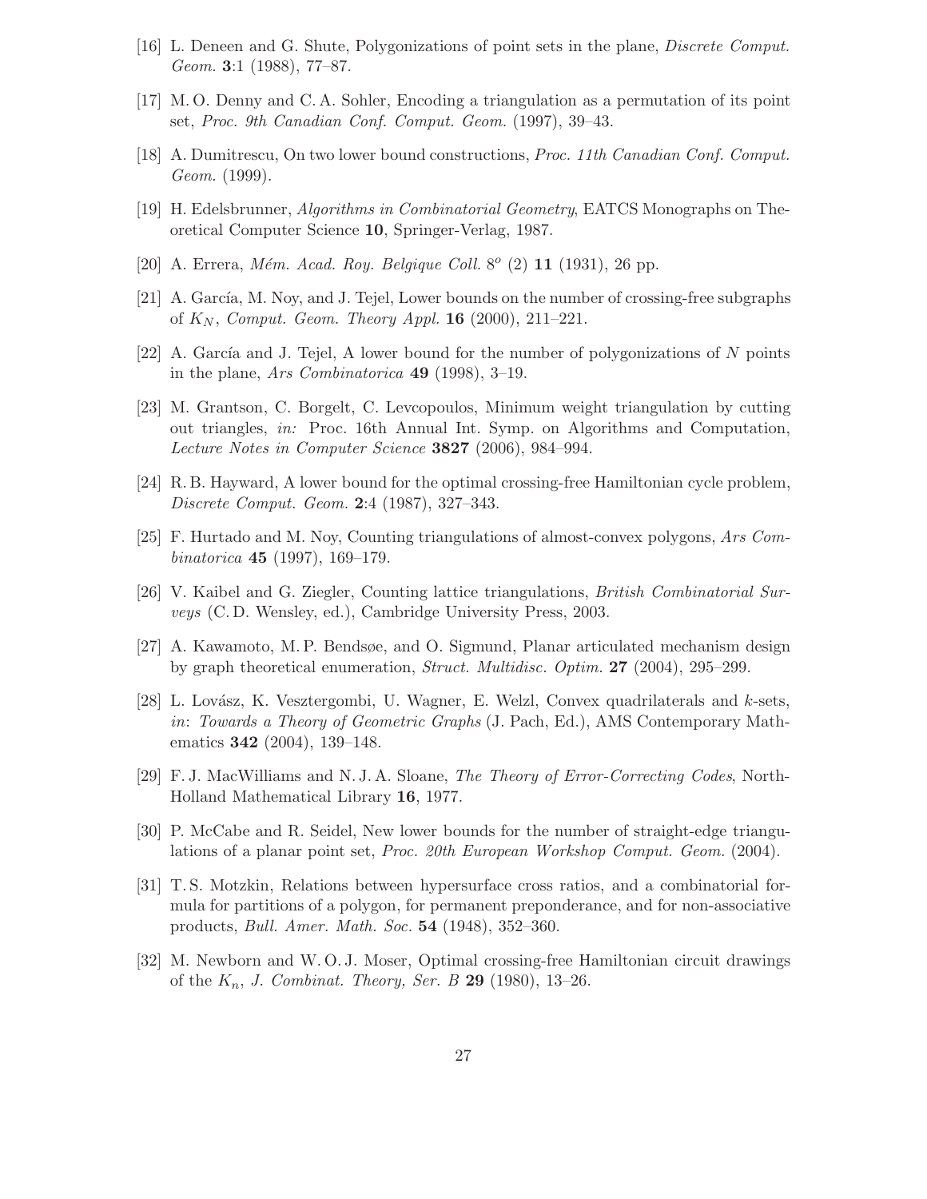[16] L. Deneen and G. Shute, Polygonizations of point sets in the plane, *Discrete Comput. Geom.* **3**:1 (1988), 77–87.

[17] M. O. Denny and C. A. Sohler, Encoding a triangulation as a permutation of its point set, *Proc. 9th Canadian Conf. Comput. Geom.* (1997), 39–43.

[18] A. Dumitrescu, On two lower bound constructions, *Proc. 11th Canadian Conf. Comput. Geom.* (1999).

[19] H. Edelsbrunner, *Algorithms in Combinatorial Geometry*, EATCS Monographs on Theoretical Computer Science **10**, Springer-Verlag, 1987.

[20] A. Errera, *Mém. Acad. Roy. Belgique Coll.* $8^o$ (2) **11** (1931), 26 pp.

[21] A. García, M. Noy, and J. Tejel, Lower bounds on the number of crossing-free subgraphs of $K_N$, *Comput. Geom. Theory Appl.* **16** (2000), 211–221.

[22] A. García and J. Tejel, A lower bound for the number of polygonizations of $N$ points in the plane, *Ars Combinatorica* **49** (1998), 3–19.

[23] M. Grantson, C. Borgelt, C. Levcopoulos, Minimum weight triangulation by cutting out triangles, *in:* Proc. 16th Annual Int. Symp. on Algorithms and Computation, *Lecture Notes in Computer Science* **3827** (2006), 984–994.

[24] R. B. Hayward, A lower bound for the optimal crossing-free Hamiltonian cycle problem, *Discrete Comput. Geom.* **2**:4 (1987), 327–343.

[25] F. Hurtado and M. Noy, Counting triangulations of almost-convex polygons, *Ars Combinatorica* **45** (1997), 169–179.

[26] V. Kaibel and G. Ziegler, Counting lattice triangulations, *British Combinatorial Surveys* (C. D. Wensley, ed.), Cambridge University Press, 2003.

[27] A. Kawamoto, M. P. Bendsøe, and O. Sigmund, Planar articulated mechanism design by graph theoretical enumeration, *Struct. Multidisc. Optim.* **27** (2004), 295–299.

[28] L. Lovász, K. Vesztergombi, U. Wagner, E. Welzl, Convex quadrilaterals and $k$-sets, *in*: *Towards a Theory of Geometric Graphs* (J. Pach, Ed.), AMS Contemporary Mathematics **342** (2004), 139–148.

[29] F. J. MacWilliams and N. J. A. Sloane, *The Theory of Error-Correcting Codes*, North-Holland Mathematical Library **16**, 1977.

[30] P. McCabe and R. Seidel, New lower bounds for the number of straight-edge triangulations of a planar point set, *Proc. 20th European Workshop Comput. Geom.* (2004).

[31] T. S. Motzkin, Relations between hypersurface cross ratios, and a combinatorial formula for partitions of a polygon, for permanent preponderance, and for non-associative products, *Bull. Amer. Math. Soc.* **54** (1948), 352–360.

[32] M. Newborn and W. O. J. Moser, Optimal crossing-free Hamiltonian circuit drawings of the $K_n$, *J. Combinat. Theory, Ser. B* **29** (1980), 13–26.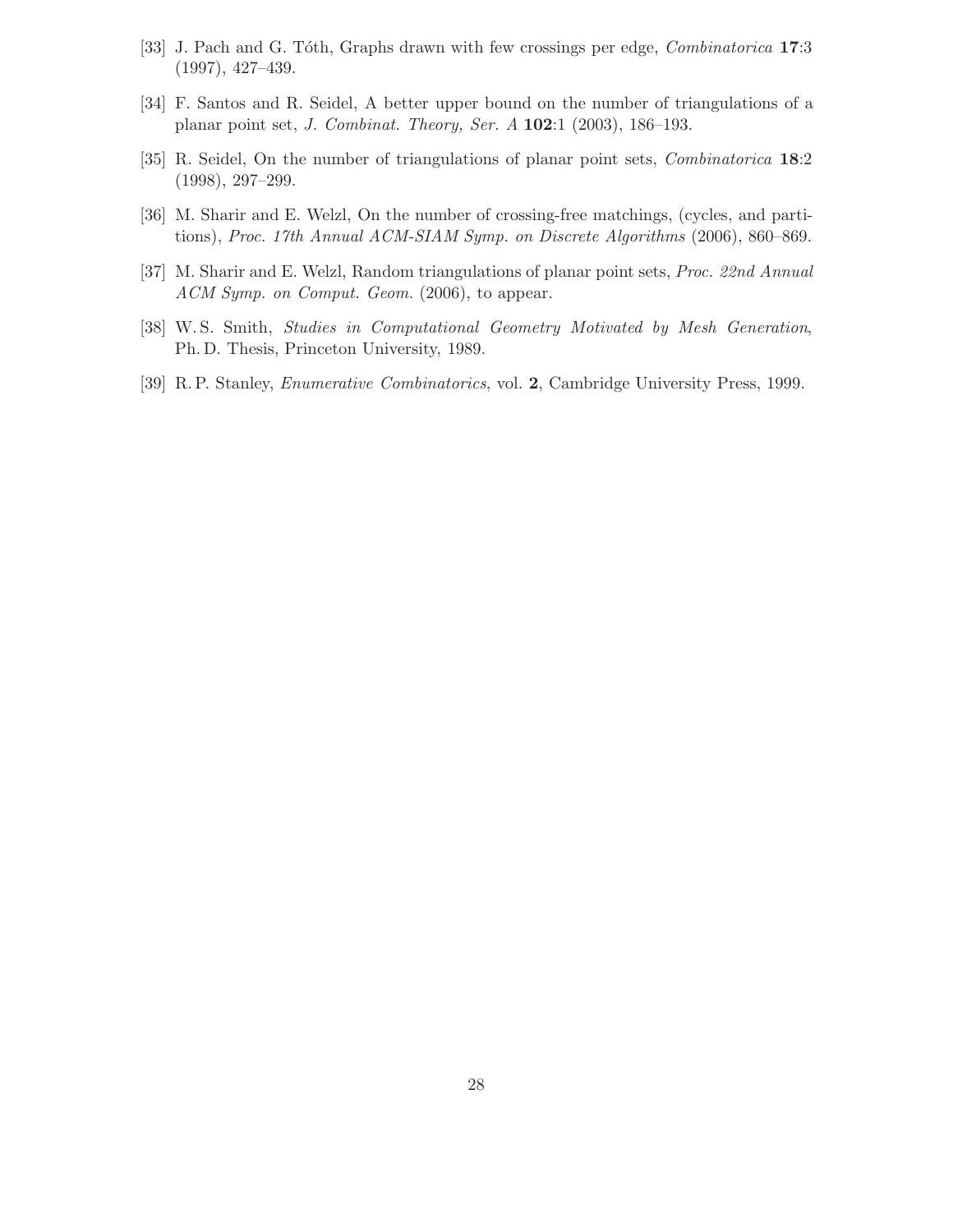[33] J. Pach and G. Tóth, Graphs drawn with few crossings per edge, *Combinatorica* **17**:3 (1997), 427–439.

[34] F. Santos and R. Seidel, A better upper bound on the number of triangulations of a planar point set, *J. Combinat. Theory, Ser. A* **102**:1 (2003), 186–193.

[35] R. Seidel, On the number of triangulations of planar point sets, *Combinatorica* **18**:2 (1998), 297–299.

[36] M. Sharir and E. Welzl, On the number of crossing-free matchings, (cycles, and partitions), *Proc. 17th Annual ACM-SIAM Symp. on Discrete Algorithms* (2006), 860–869.

[37] M. Sharir and E. Welzl, Random triangulations of planar point sets, *Proc. 22nd Annual ACM Symp. on Comput. Geom.* (2006), to appear.

[38] W. S. Smith, *Studies in Computational Geometry Motivated by Mesh Generation*, Ph. D. Thesis, Princeton University, 1989.

[39] R. P. Stanley, *Enumerative Combinatorics*, vol. **2**, Cambridge University Press, 1999.